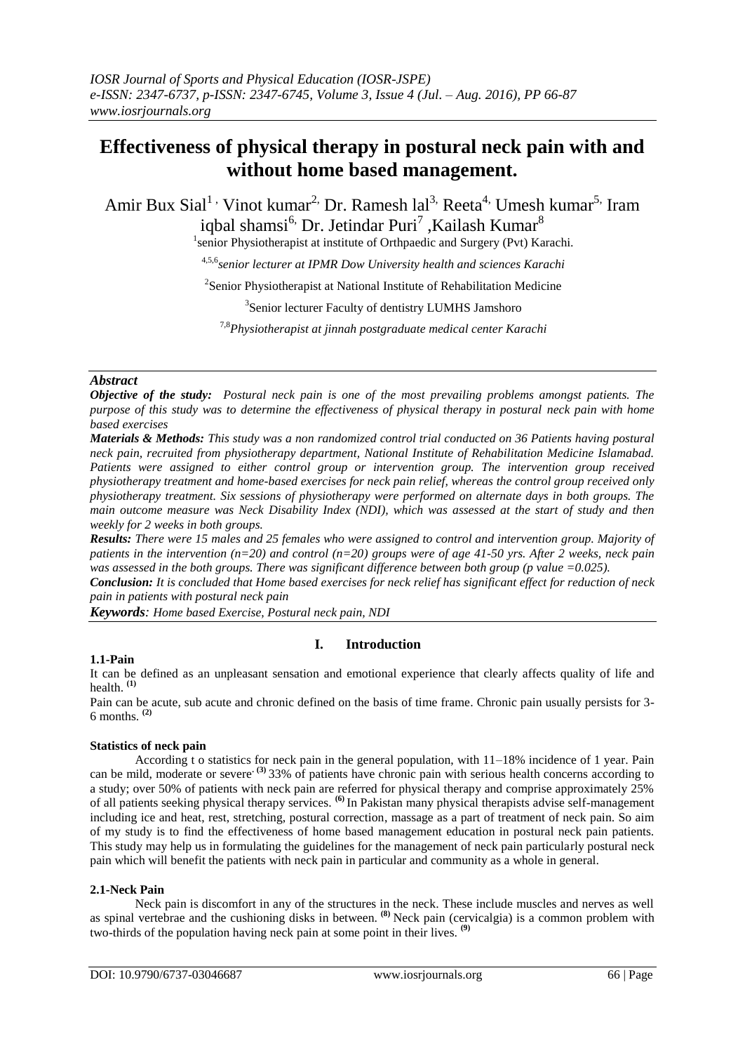# Effectiveness of physical therapy in postural neck pain with and without home based management.

Amir Bux Sial[1], Vinot kumar[2], Dr. Ramesh lal[3], Reeta[4], Umesh kumar[5], Iram iqbal shamsi[6], Dr. Jetindar Puri[7], Kailash Kumar[8]

[1]senior Physiotherapist at institute of Orthpaedic and Surgery (Pvt) Karachi.

[4,5,6]*senior lecturer at IPMR Dow University health and sciences Karachi*

[2]Senior Physiotherapist at National Institute of Rehabilitation Medicine

[3]Senior lecturer Faculty of dentistry LUMHS Jamshoro

[7,8]*Physiotherapist at jinnah postgraduate medical center Karachi*

## *Abstract*

***Objective of the study:*** *Postural neck pain is one of the most prevailing problems amongst patients. The purpose of this study was to determine the effectiveness of physical therapy in postural neck pain with home based exercises*

***Materials & Methods:*** *This study was a non randomized control trial conducted on 36 Patients having postural neck pain, recruited from physiotherapy department, National Institute of Rehabilitation Medicine Islamabad. Patients were assigned to either control group or intervention group. The intervention group received physiotherapy treatment and home-based exercises for neck pain relief, whereas the control group received only physiotherapy treatment. Six sessions of physiotherapy were performed on alternate days in both groups. The main outcome measure was Neck Disability Index (NDI), which was assessed at the start of study and then weekly for 2 weeks in both groups.*

***Results:*** *There were 15 males and 25 females who were assigned to control and intervention group. Majority of patients in the intervention (n=20) and control (n=20) groups were of age 41-50 yrs. After 2 weeks, neck pain was assessed in the both groups. There was significant difference between both group (p value =0.025).*

***Conclusion:*** *It is concluded that Home based exercises for neck relief has significant effect for reduction of neck pain in patients with postural neck pain*

***Keywords****: Home based Exercise, Postural neck pain, NDI*

## I. Introduction

### 1.1-Pain

It can be defined as an unpleasant sensation and emotional experience that clearly affects quality of life and health. [(1)]

Pain can be acute, sub acute and chronic defined on the basis of time frame. Chronic pain usually persists for 3-6 months. [(2)]

### Statistics of neck pain

According t o statistics for neck pain in the general population, with 11–18% incidence of 1 year. Pain can be mild, moderate or severe. [(3)] 33% of patients have chronic pain with serious health concerns according to a study; over 50% of patients with neck pain are referred for physical therapy and comprise approximately 25% of all patients seeking physical therapy services. [(6)] In Pakistan many physical therapists advise self-management including ice and heat, rest, stretching, postural correction, massage as a part of treatment of neck pain. So aim of my study is to find the effectiveness of home based management education in postural neck pain patients. This study may help us in formulating the guidelines for the management of neck pain particularly postural neck pain which will benefit the patients with neck pain in particular and community as a whole in general.

### 2.1-Neck Pain

Neck pain is discomfort in any of the structures in the neck. These include muscles and nerves as well as spinal vertebrae and the cushioning disks in between. [(8)] Neck pain (cervicalgia) is a common problem with two-thirds of the population having neck pain at some point in their lives. [(9)]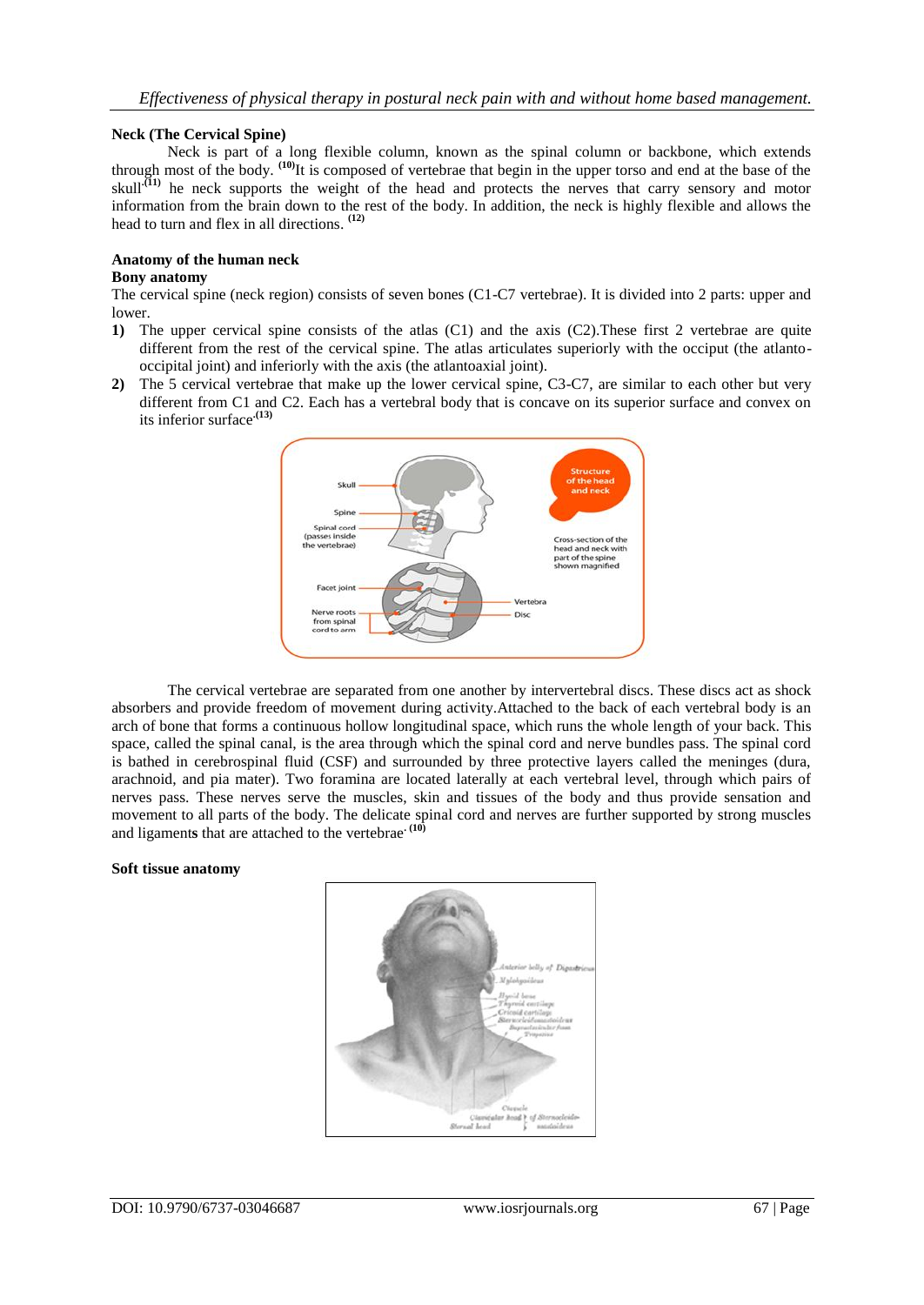### Neck (The Cervical Spine)

Neck is part of a long flexible column, known as the spinal column or backbone, which extends through most of the body. [10]It is composed of vertebrae that begin in the upper torso and end at the base of the skull.[11] he neck supports the weight of the head and protects the nerves that carry sensory and motor information from the brain down to the rest of the body. In addition, the neck is highly flexible and allows the head to turn and flex in all directions. [12]

### Anatomy of the human neck

**Bony anatomy**

The cervical spine (neck region) consists of seven bones (C1-C7 vertebrae). It is divided into 2 parts: upper and lower.

1) The upper cervical spine consists of the atlas (C1) and the axis (C2).These first 2 vertebrae are quite different from the rest of the cervical spine. The atlas articulates superiorly with the occiput (the atlanto-occipital joint) and inferiorly with the axis (the atlantoaxial joint).
2) The 5 cervical vertebrae that make up the lower cervical spine, C3-C7, are similar to each other but very different from C1 and C2. Each has a vertebral body that is concave on its superior surface and convex on its inferior surface.[13]

The cervical vertebrae are separated from one another by intervertebral discs. These discs act as shock absorbers and provide freedom of movement during activity.Attached to the back of each vertebral body is an arch of bone that forms a continuous hollow longitudinal space, which runs the whole length of your back. This space, called the spinal canal, is the area through which the spinal cord and nerve bundles pass. The spinal cord is bathed in cerebrospinal fluid (CSF) and surrounded by three protective layers called the meninges (dura, arachnoid, and pia mater). Two foramina are located laterally at each vertebral level, through which pairs of nerves pass. These nerves serve the muscles, skin and tissues of the body and thus provide sensation and movement to all parts of the body. The delicate spinal cord and nerves are further supported by strong muscles and ligaments that are attached to the vertebrae.[10]

**Soft tissue anatomy**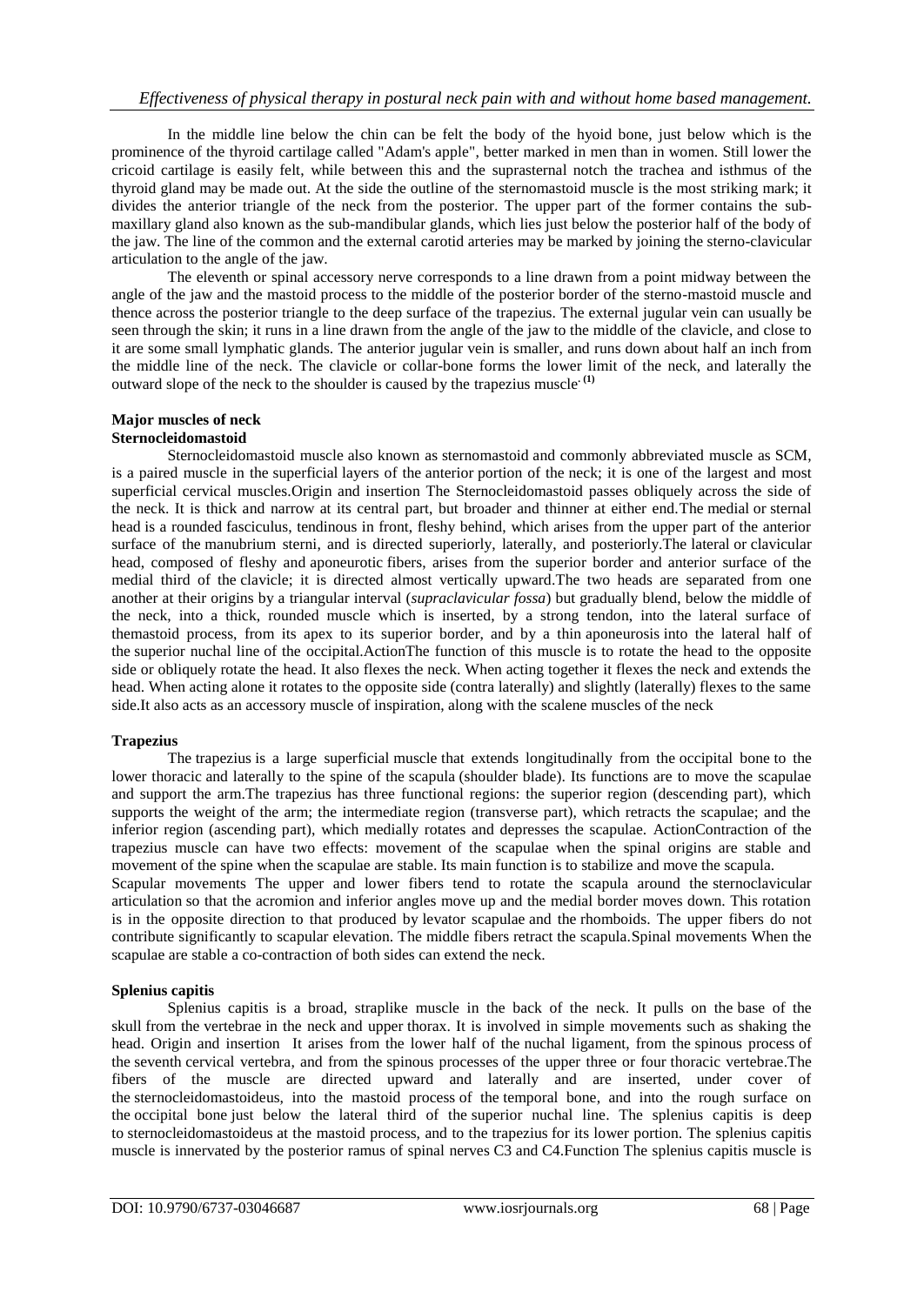In the middle line below the chin can be felt the body of the hyoid bone, just below which is the prominence of the thyroid cartilage called "Adam's apple", better marked in men than in women. Still lower the cricoid cartilage is easily felt, while between this and the suprasternal notch the trachea and isthmus of the thyroid gland may be made out. At the side the outline of the sternomastoid muscle is the most striking mark; it divides the anterior triangle of the neck from the posterior. The upper part of the former contains the sub-maxillary gland also known as the sub-mandibular glands, which lies just below the posterior half of the body of the jaw. The line of the common and the external carotid arteries may be marked by joining the sterno-clavicular articulation to the angle of the jaw.

The eleventh or spinal accessory nerve corresponds to a line drawn from a point midway between the angle of the jaw and the mastoid process to the middle of the posterior border of the sterno-mastoid muscle and thence across the posterior triangle to the deep surface of the trapezius. The external jugular vein can usually be seen through the skin; it runs in a line drawn from the angle of the jaw to the middle of the clavicle, and close to it are some small lymphatic glands. The anterior jugular vein is smaller, and runs down about half an inch from the middle line of the neck. The clavicle or collar-bone forms the lower limit of the neck, and laterally the outward slope of the neck to the shoulder is caused by the trapezius muscle. [1]

**Major muscles of neck**

**Sternocleidomastoid**

Sternocleidomastoid muscle also known as sternomastoid and commonly abbreviated muscle as SCM, is a paired muscle in the superficial layers of the anterior portion of the neck; it is one of the largest and most superficial cervical muscles.Origin and insertion The Sternocleidomastoid passes obliquely across the side of the neck. It is thick and narrow at its central part, but broader and thinner at either end.The medial or sternal head is a rounded fasciculus, tendinous in front, fleshy behind, which arises from the upper part of the anterior surface of the manubrium sterni, and is directed superiorly, laterally, and posteriorly.The lateral or clavicular head, composed of fleshy and aponeurotic fibers, arises from the superior border and anterior surface of the medial third of the clavicle; it is directed almost vertically upward.The two heads are separated from one another at their origins by a triangular interval (*supraclavicular fossa*) but gradually blend, below the middle of the neck, into a thick, rounded muscle which is inserted, by a strong tendon, into the lateral surface of themastoid process, from its apex to its superior border, and by a thin aponeurosis into the lateral half of the superior nuchal line of the occipital.ActionThe function of this muscle is to rotate the head to the opposite side or obliquely rotate the head. It also flexes the neck. When acting together it flexes the neck and extends the head. When acting alone it rotates to the opposite side (contra laterally) and slightly (laterally) flexes to the same side.It also acts as an accessory muscle of inspiration, along with the scalene muscles of the neck

**Trapezius**

The trapezius is a large superficial muscle that extends longitudinally from the occipital bone to the lower thoracic and laterally to the spine of the scapula (shoulder blade). Its functions are to move the scapulae and support the arm.The trapezius has three functional regions: the superior region (descending part), which supports the weight of the arm; the intermediate region (transverse part), which retracts the scapulae; and the inferior region (ascending part), which medially rotates and depresses the scapulae. ActionContraction of the trapezius muscle can have two effects: movement of the scapulae when the spinal origins are stable and movement of the spine when the scapulae are stable. Its main function is to stabilize and move the scapula.

Scapular movements The upper and lower fibers tend to rotate the scapula around the sternoclavicular articulation so that the acromion and inferior angles move up and the medial border moves down. This rotation is in the opposite direction to that produced by levator scapulae and the rhomboids. The upper fibers do not contribute significantly to scapular elevation. The middle fibers retract the scapula.Spinal movements When the scapulae are stable a co-contraction of both sides can extend the neck.

**Splenius capitis**

Splenius capitis is a broad, straplike muscle in the back of the neck. It pulls on the base of the skull from the vertebrae in the neck and upper thorax. It is involved in simple movements such as shaking the head. Origin and insertion It arises from the lower half of the nuchal ligament, from the spinous process of the seventh cervical vertebra, and from the spinous processes of the upper three or four thoracic vertebrae.The fibers of the muscle are directed upward and laterally and are inserted, under cover of the sternocleidomastoideus, into the mastoid process of the temporal bone, and into the rough surface on the occipital bone just below the lateral third of the superior nuchal line. The splenius capitis is deep to sternocleidomastoideus at the mastoid process, and to the trapezius for its lower portion. The splenius capitis muscle is innervated by the posterior ramus of spinal nerves C3 and C4.Function The splenius capitis muscle is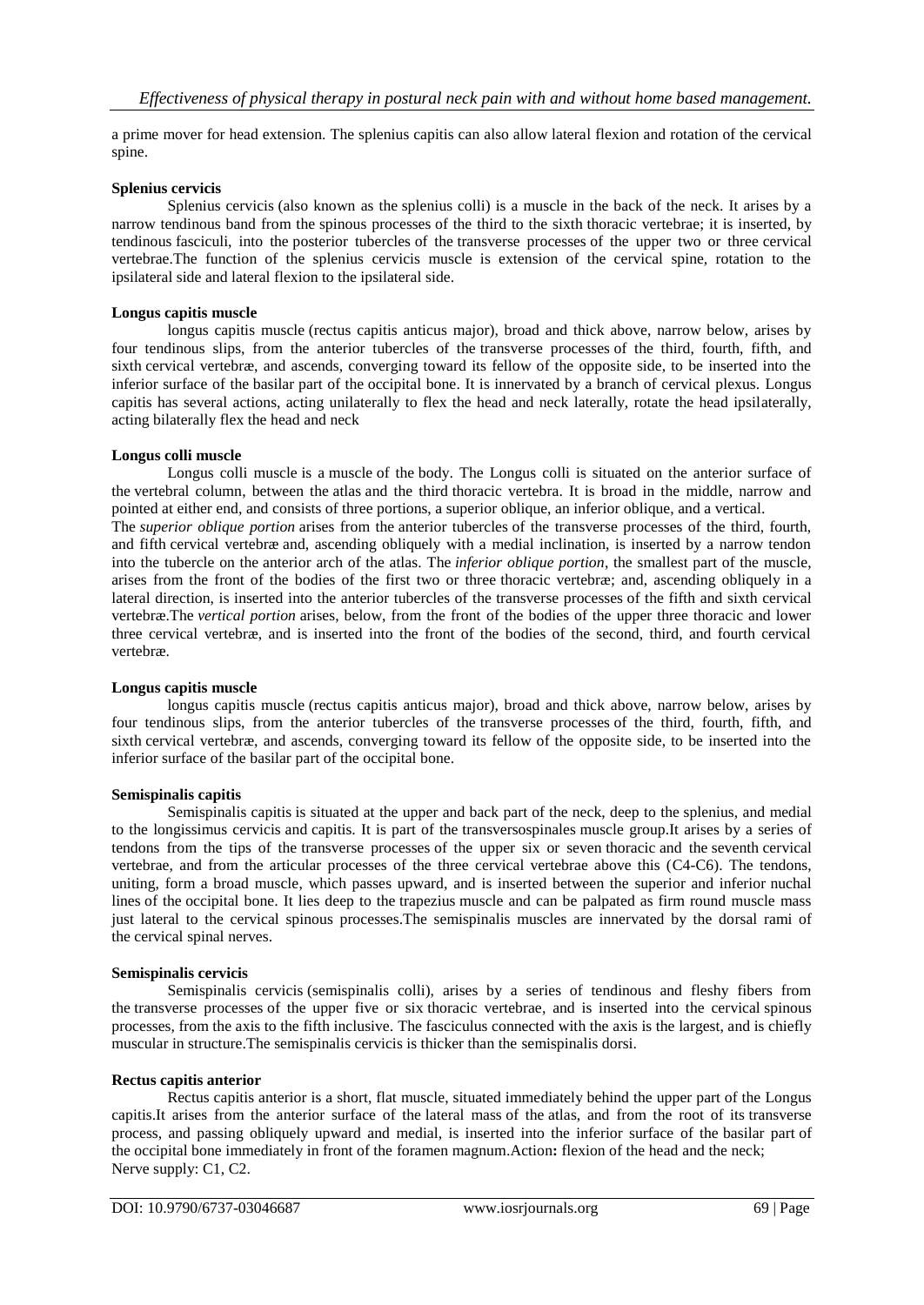a prime mover for head extension. The splenius capitis can also allow lateral flexion and rotation of the cervical spine.

**Splenius cervicis**

Splenius cervicis (also known as the splenius colli) is a muscle in the back of the neck. It arises by a narrow tendinous band from the spinous processes of the third to the sixth thoracic vertebrae; it is inserted, by tendinous fasciculi, into the posterior tubercles of the transverse processes of the upper two or three cervical vertebrae.The function of the splenius cervicis muscle is extension of the cervical spine, rotation to the ipsilateral side and lateral flexion to the ipsilateral side.

**Longus capitis muscle**

longus capitis muscle (rectus capitis anticus major), broad and thick above, narrow below, arises by four tendinous slips, from the anterior tubercles of the transverse processes of the third, fourth, fifth, and sixth cervical vertebræ, and ascends, converging toward its fellow of the opposite side, to be inserted into the inferior surface of the basilar part of the occipital bone. It is innervated by a branch of cervical plexus. Longus capitis has several actions, acting unilaterally to flex the head and neck laterally, rotate the head ipsilaterally, acting bilaterally flex the head and neck

**Longus colli muscle**

Longus colli muscle is a muscle of the body. The Longus colli is situated on the anterior surface of the vertebral column, between the atlas and the third thoracic vertebra. It is broad in the middle, narrow and pointed at either end, and consists of three portions, a superior oblique, an inferior oblique, and a vertical.

The *superior oblique portion* arises from the anterior tubercles of the transverse processes of the third, fourth, and fifth cervical vertebræ and, ascending obliquely with a medial inclination, is inserted by a narrow tendon into the tubercle on the anterior arch of the atlas. The *inferior oblique portion*, the smallest part of the muscle, arises from the front of the bodies of the first two or three thoracic vertebræ; and, ascending obliquely in a lateral direction, is inserted into the anterior tubercles of the transverse processes of the fifth and sixth cervical vertebræ.The *vertical portion* arises, below, from the front of the bodies of the upper three thoracic and lower three cervical vertebræ, and is inserted into the front of the bodies of the second, third, and fourth cervical vertebræ.

**Longus capitis muscle**

longus capitis muscle (rectus capitis anticus major), broad and thick above, narrow below, arises by four tendinous slips, from the anterior tubercles of the transverse processes of the third, fourth, fifth, and sixth cervical vertebræ, and ascends, converging toward its fellow of the opposite side, to be inserted into the inferior surface of the basilar part of the occipital bone.

**Semispinalis capitis**

Semispinalis capitis is situated at the upper and back part of the neck, deep to the splenius, and medial to the longissimus cervicis and capitis. It is part of the transversospinales muscle group.It arises by a series of tendons from the tips of the transverse processes of the upper six or seven thoracic and the seventh cervical vertebrae, and from the articular processes of the three cervical vertebrae above this (C4-C6). The tendons, uniting, form a broad muscle, which passes upward, and is inserted between the superior and inferior nuchal lines of the occipital bone. It lies deep to the trapezius muscle and can be palpated as firm round muscle mass just lateral to the cervical spinous processes.The semispinalis muscles are innervated by the dorsal rami of the cervical spinal nerves.

**Semispinalis cervicis**

Semispinalis cervicis (semispinalis colli), arises by a series of tendinous and fleshy fibers from the transverse processes of the upper five or six thoracic vertebrae, and is inserted into the cervical spinous processes, from the axis to the fifth inclusive. The fasciculus connected with the axis is the largest, and is chiefly muscular in structure.The semispinalis cervicis is thicker than the semispinalis dorsi.

**Rectus capitis anterior**

Rectus capitis anterior is a short, flat muscle, situated immediately behind the upper part of the Longus capitis.It arises from the anterior surface of the lateral mass of the atlas, and from the root of its transverse process, and passing obliquely upward and medial, is inserted into the inferior surface of the basilar part of the occipital bone immediately in front of the foramen magnum.Action**:** flexion of the head and the neck;
Nerve supply: C1, C2.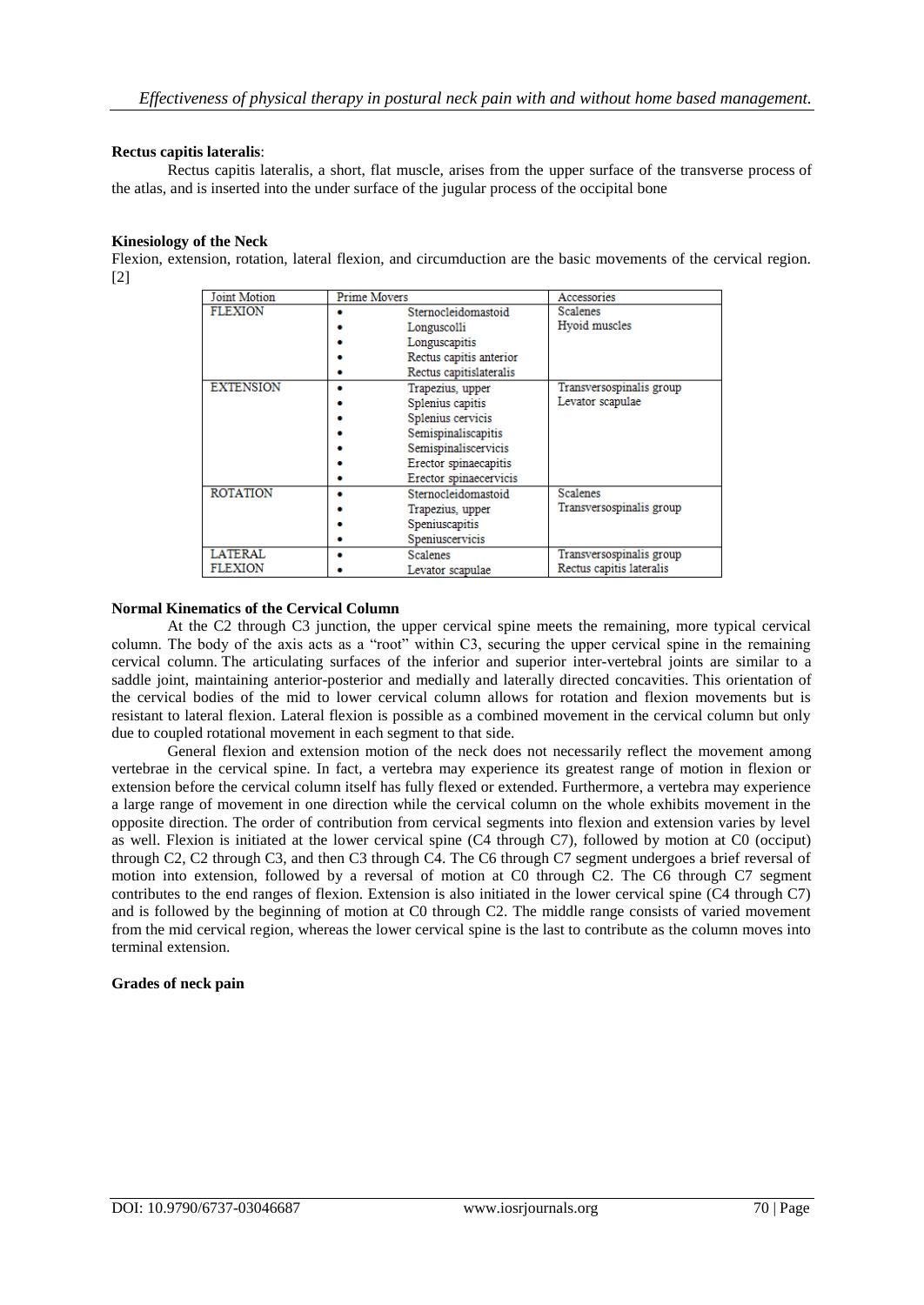**Rectus capitis lateralis**:

Rectus capitis lateralis, a short, flat muscle, arises from the upper surface of the transverse process of the atlas, and is inserted into the under surface of the jugular process of the occipital bone

**Kinesiology of the Neck**

Flexion, extension, rotation, lateral flexion, and circumduction are the basic movements of the cervical region. [2]

| Joint Motion | Prime Movers | Accessories |
|---|---|---|
| FLEXION | • Sternocleidomastoid<br>• Longuscolli<br>• Longuscapitis<br>• Rectus capitis anterior<br>• Rectus capitislateralis | Scalenes<br>Hyoid muscles |
| EXTENSION | • Trapezius, upper<br>• Splenius capitis<br>• Splenius cervicis<br>• Semispinaliscapitis<br>• Semispinaliscervicis<br>• Erector spinaecapitis<br>• Erector spinaecervicis | Transversospinalis group<br>Levator scapulae |
| ROTATION | • Sternocleidomastoid<br>• Trapezius, upper<br>• Speniuscapitis<br>• Speniuscervicis | Scalenes<br>Transversospinalis group |
| LATERAL FLEXION | • Scalenes<br>• Levator scapulae | Transversospinalis group<br>Rectus capitis lateralis |

**Normal Kinematics of the Cervical Column**

At the C2 through C3 junction, the upper cervical spine meets the remaining, more typical cervical column. The body of the axis acts as a "root" within C3, securing the upper cervical spine in the remaining cervical column. The articulating surfaces of the inferior and superior inter-vertebral joints are similar to a saddle joint, maintaining anterior-posterior and medially and laterally directed concavities. This orientation of the cervical bodies of the mid to lower cervical column allows for rotation and flexion movements but is resistant to lateral flexion. Lateral flexion is possible as a combined movement in the cervical column but only due to coupled rotational movement in each segment to that side.

General flexion and extension motion of the neck does not necessarily reflect the movement among vertebrae in the cervical spine. In fact, a vertebra may experience its greatest range of motion in flexion or extension before the cervical column itself has fully flexed or extended. Furthermore, a vertebra may experience a large range of movement in one direction while the cervical column on the whole exhibits movement in the opposite direction. The order of contribution from cervical segments into flexion and extension varies by level as well. Flexion is initiated at the lower cervical spine (C4 through C7), followed by motion at C0 (occiput) through C2, C2 through C3, and then C3 through C4. The C6 through C7 segment undergoes a brief reversal of motion into extension, followed by a reversal of motion at C0 through C2. The C6 through C7 segment contributes to the end ranges of flexion. Extension is also initiated in the lower cervical spine (C4 through C7) and is followed by the beginning of motion at C0 through C2. The middle range consists of varied movement from the mid cervical region, whereas the lower cervical spine is the last to contribute as the column moves into terminal extension.

**Grades of neck pain**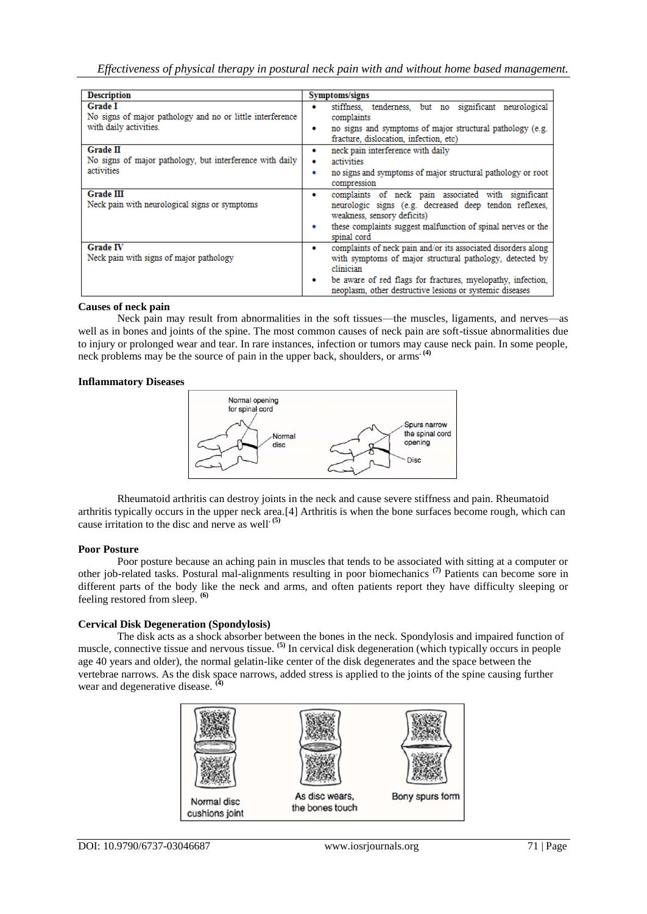| Description | Symptoms/signs |
|---|---|
| **Grade I**<br>No signs of major pathology and no or little interference with daily activities. | • stiffness, tenderness, but no significant neurological complaints<br>• no signs and symptoms of major structural pathology (e.g. fracture, dislocation, infection, etc) |
| **Grade II**<br>No signs of major pathology, but interference with daily activities | • neck pain interference with daily<br>• activities<br>• no signs and symptoms of major structural pathology or root compression |
| **Grade III**<br>Neck pain with neurological signs or symptoms | • complaints of neck pain associated with significant neurologic signs (e.g. decreased deep tendon reflexes, weakness, sensory deficits)<br>• these complaints suggest malfunction of spinal nerves or the spinal cord |
| **Grade IV**<br>Neck pain with signs of major pathology | • complaints of neck pain and/or its associated disorders along with symptoms of major structural pathology, detected by clinician<br>• be aware of red flags for fractures, myelopathy, infection, neoplasm, other destructive lesions or systemic diseases |

**Causes of neck pain**

Neck pain may result from abnormalities in the soft tissues—the muscles, ligaments, and nerves—as well as in bones and joints of the spine. The most common causes of neck pain are soft-tissue abnormalities due to injury or prolonged wear and tear. In rare instances, infection or tumors may cause neck pain. In some people, neck problems may be the source of pain in the upper back, shoulders, or arms. [4]

**Inflammatory Diseases**

Normal opening for spinal cord | Normal disc | Spurs narrow the spinal cord opening | Disc

Rheumatoid arthritis can destroy joints in the neck and cause severe stiffness and pain. Rheumatoid arthritis typically occurs in the upper neck area.[4] Arthritis is when the bone surfaces become rough, which can cause irritation to the disc and nerve as well. [5]

**Poor Posture**

Poor posture because an aching pain in muscles that tends to be associated with sitting at a computer or other job-related tasks. Postural mal-alignments resulting in poor biomechanics [7] Patients can become sore in different parts of the body like the neck and arms, and often patients report they have difficulty sleeping or feeling restored from sleep. [6]

**Cervical Disk Degeneration (Spondylosis)**

The disk acts as a shock absorber between the bones in the neck. Spondylosis and impaired function of muscle, connective tissue and nervous tissue. [5] In cervical disk degeneration (which typically occurs in people age 40 years and older), the normal gelatin-like center of the disk degenerates and the space between the vertebrae narrows. As the disk space narrows, added stress is applied to the joints of the spine causing further wear and degenerative disease. [4]

Normal disc cushions joint | As disc wears, the bones touch | Bony spurs form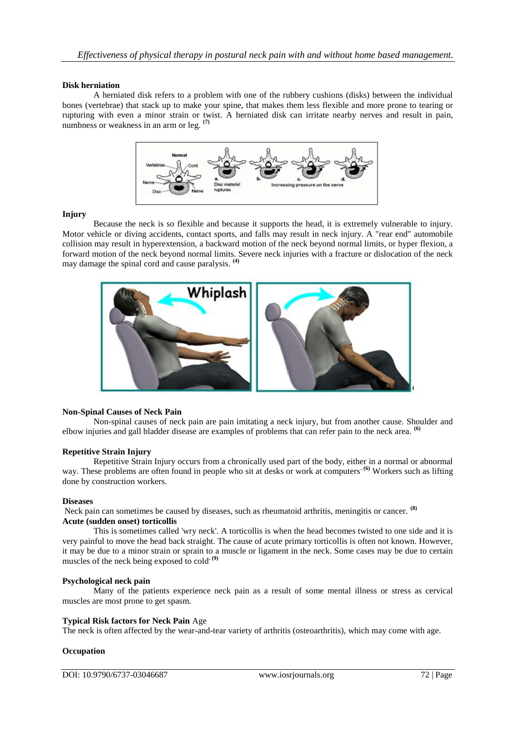**Disk herniation**

A herniated disk refers to a problem with one of the rubbery cushions (disks) between the individual bones (vertebrae) that stack up to make your spine, that makes them less flexible and more prone to tearing or rupturing with even a minor strain or twist. A herniated disk can irritate nearby nerves and result in pain, numbness or weakness in an arm or leg. [7]

**Injury**

Because the neck is so flexible and because it supports the head, it is extremely vulnerable to injury. Motor vehicle or diving accidents, contact sports, and falls may result in neck injury. A "rear end" automobile collision may result in hyperextension, a backward motion of the neck beyond normal limits, or hyper flexion, a forward motion of the neck beyond normal limits. Severe neck injuries with a fracture or dislocation of the neck may damage the spinal cord and cause paralysis. [4]

**Non-Spinal Causes of Neck Pain**

Non-spinal causes of neck pain are pain imitating a neck injury, but from another cause. Shoulder and elbow injuries and gall bladder disease are examples of problems that can refer pain to the neck area. [6]

**Repetitive Strain Injury**

Repetitive Strain Injury occurs from a chronically used part of the body, either in a normal or abnormal way. These problems are often found in people who sit at desks or work at computers. [6] Workers such as lifting done by construction workers.

**Diseases**

Neck pain can sometimes be caused by diseases, such as rheumatoid arthritis, meningitis or cancer. [8]

**Acute (sudden onset) torticollis**

This is sometimes called 'wry neck'. A torticollis is when the head becomes twisted to one side and it is very painful to move the head back straight. The cause of acute primary torticollis is often not known. However, it may be due to a minor strain or sprain to a muscle or ligament in the neck. Some cases may be due to certain muscles of the neck being exposed to cold. [9]

**Psychological neck pain**

Many of the patients experience neck pain as a result of some mental illness or stress as cervical muscles are most prone to get spasm.

**Typical Risk factors for Neck Pain** Age

The neck is often affected by the wear-and-tear variety of arthritis (osteoarthritis), which may come with age.

**Occupation**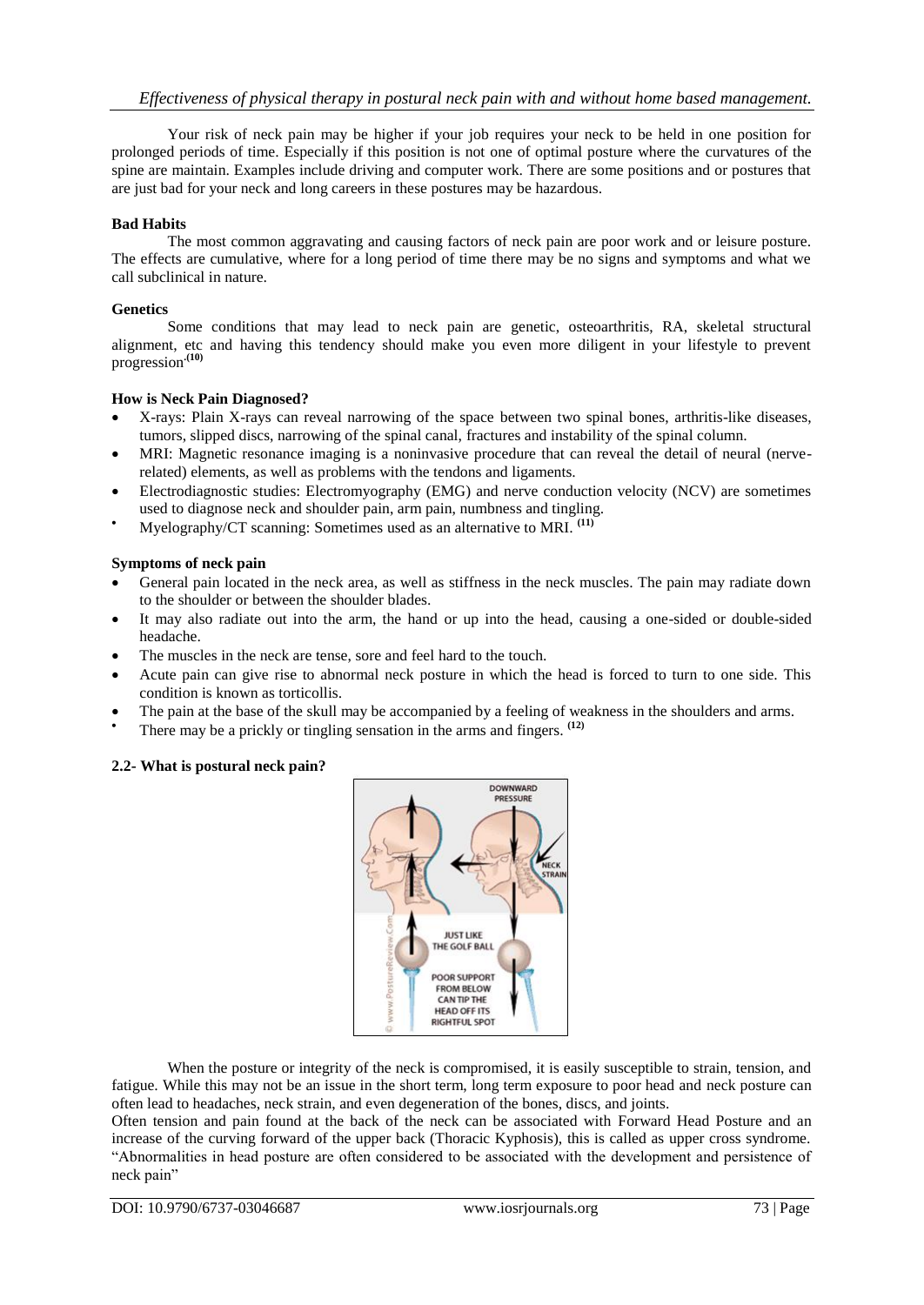Your risk of neck pain may be higher if your job requires your neck to be held in one position for prolonged periods of time. Especially if this position is not one of optimal posture where the curvatures of the spine are maintain. Examples include driving and computer work. There are some positions and or postures that are just bad for your neck and long careers in these postures may be hazardous.

**Bad Habits**

The most common aggravating and causing factors of neck pain are poor work and or leisure posture. The effects are cumulative, where for a long period of time there may be no signs and symptoms and what we call subclinical in nature.

**Genetics**

Some conditions that may lead to neck pain are genetic, osteoarthritis, RA, skeletal structural alignment, etc and having this tendency should make you even more diligent in your lifestyle to prevent progression.[10]

**How is Neck Pain Diagnosed?**

- X-rays: Plain X-rays can reveal narrowing of the space between two spinal bones, arthritis-like diseases, tumors, slipped discs, narrowing of the spinal canal, fractures and instability of the spinal column.
- MRI: Magnetic resonance imaging is a noninvasive procedure that can reveal the detail of neural (nerve-related) elements, as well as problems with the tendons and ligaments.
- Electrodiagnostic studies: Electromyography (EMG) and nerve conduction velocity (NCV) are sometimes used to diagnose neck and shoulder pain, arm pain, numbness and tingling.
- Myelography/CT scanning: Sometimes used as an alternative to MRI. [11]

**Symptoms of neck pain**

- General pain located in the neck area, as well as stiffness in the neck muscles. The pain may radiate down to the shoulder or between the shoulder blades.
- It may also radiate out into the arm, the hand or up into the head, causing a one-sided or double-sided headache.
- The muscles in the neck are tense, sore and feel hard to the touch.
- Acute pain can give rise to abnormal neck posture in which the head is forced to turn to one side. This condition is known as torticollis.
- The pain at the base of the skull may be accompanied by a feeling of weakness in the shoulders and arms.
- There may be a prickly or tingling sensation in the arms and fingers. [12]

**2.2- What is postural neck pain?**

When the posture or integrity of the neck is compromised, it is easily susceptible to strain, tension, and fatigue. While this may not be an issue in the short term, long term exposure to poor head and neck posture can often lead to headaches, neck strain, and even degeneration of the bones, discs, and joints.

Often tension and pain found at the back of the neck can be associated with Forward Head Posture and an increase of the curving forward of the upper back (Thoracic Kyphosis), this is called as upper cross syndrome. "Abnormalities in head posture are often considered to be associated with the development and persistence of neck pain"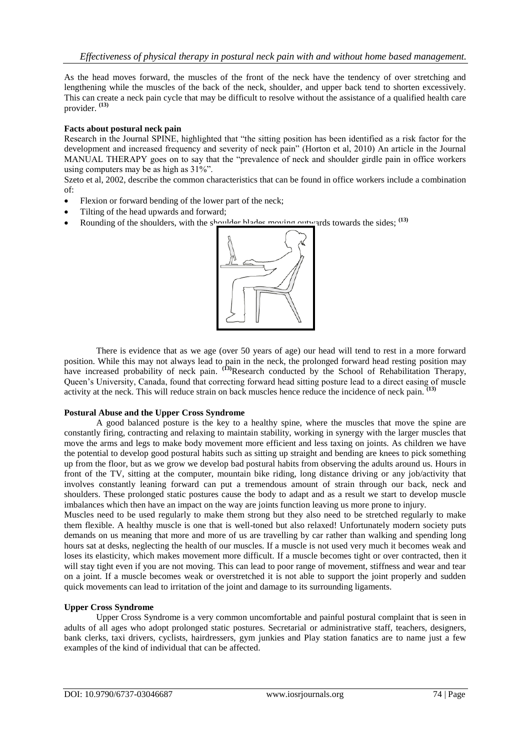As the head moves forward, the muscles of the front of the neck have the tendency of over stretching and lengthening while the muscles of the back of the neck, shoulder, and upper back tend to shorten excessively. This can create a neck pain cycle that may be difficult to resolve without the assistance of a qualified health care provider. [(13)]

**Facts about postural neck pain**

Research in the Journal SPINE, highlighted that "the sitting position has been identified as a risk factor for the development and increased frequency and severity of neck pain" (Horton et al, 2010) An article in the Journal MANUAL THERAPY goes on to say that the "prevalence of neck and shoulder girdle pain in office workers using computers may be as high as 31%".

Szeto et al, 2002, describe the common characteristics that can be found in office workers include a combination of:

- Flexion or forward bending of the lower part of the neck;
- Tilting of the head upwards and forward;
- Rounding of the shoulders, with the shoulder blades moving outwards towards the sides; [(13)]

There is evidence that as we age (over 50 years of age) our head will tend to rest in a more forward position. While this may not always lead to pain in the neck, the prolonged forward head resting position may have increased probability of neck pain. [(13)]Research conducted by the School of Rehabilitation Therapy, Queen's University, Canada, found that correcting forward head sitting posture lead to a direct easing of muscle activity at the neck. This will reduce strain on back muscles hence reduce the incidence of neck pain. [(13)]

**Postural Abuse and the Upper Cross Syndrome**

A good balanced posture is the key to a healthy spine, where the muscles that move the spine are constantly firing, contracting and relaxing to maintain stability, working in synergy with the larger muscles that move the arms and legs to make body movement more efficient and less taxing on joints. As children we have the potential to develop good postural habits such as sitting up straight and bending are knees to pick something up from the floor, but as we grow we develop bad postural habits from observing the adults around us. Hours in front of the TV, sitting at the computer, mountain bike riding, long distance driving or any job/activity that involves constantly leaning forward can put a tremendous amount of strain through our back, neck and shoulders. These prolonged static postures cause the body to adapt and as a result we start to develop muscle imbalances which then have an impact on the way are joints function leaving us more prone to injury.

Muscles need to be used regularly to make them strong but they also need to be stretched regularly to make them flexible. A healthy muscle is one that is well-toned but also relaxed! Unfortunately modern society puts demands on us meaning that more and more of us are travelling by car rather than walking and spending long hours sat at desks, neglecting the health of our muscles. If a muscle is not used very much it becomes weak and loses its elasticity, which makes movement more difficult. If a muscle becomes tight or over contracted, then it will stay tight even if you are not moving. This can lead to poor range of movement, stiffness and wear and tear on a joint. If a muscle becomes weak or overstretched it is not able to support the joint properly and sudden quick movements can lead to irritation of the joint and damage to its surrounding ligaments.

**Upper Cross Syndrome**

Upper Cross Syndrome is a very common uncomfortable and painful postural complaint that is seen in adults of all ages who adopt prolonged static postures. Secretarial or administrative staff, teachers, designers, bank clerks, taxi drivers, cyclists, hairdressers, gym junkies and Play station fanatics are to name just a few examples of the kind of individual that can be affected.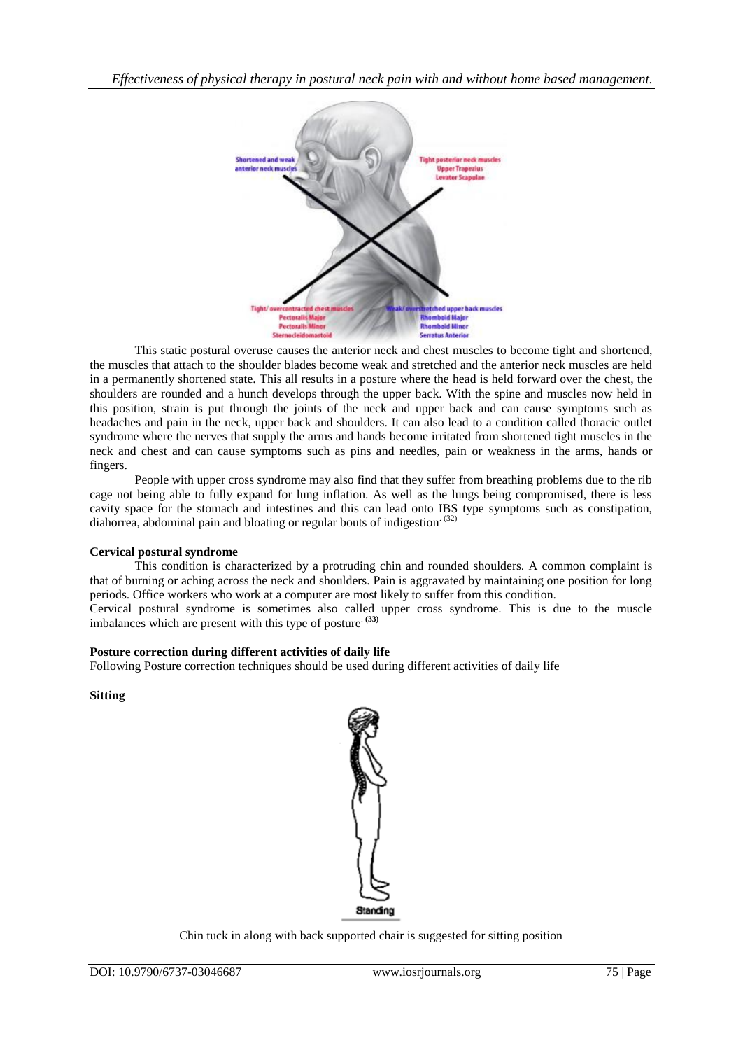This static postural overuse causes the anterior neck and chest muscles to become tight and shortened, the muscles that attach to the shoulder blades become weak and stretched and the anterior neck muscles are held in a permanently shortened state. This all results in a posture where the head is held forward over the chest, the shoulders are rounded and a hunch develops through the upper back. With the spine and muscles now held in this position, strain is put through the joints of the neck and upper back and can cause symptoms such as headaches and pain in the neck, upper back and shoulders. It can also lead to a condition called thoracic outlet syndrome where the nerves that supply the arms and hands become irritated from shortened tight muscles in the neck and chest and can cause symptoms such as pins and needles, pain or weakness in the arms, hands or fingers.

People with upper cross syndrome may also find that they suffer from breathing problems due to the rib cage not being able to fully expand for lung inflation. As well as the lungs being compromised, there is less cavity space for the stomach and intestines and this can lead onto IBS type symptoms such as constipation, diahorrea, abdominal pain and bloating or regular bouts of indigestion. [32]

**Cervical postural syndrome**

This condition is characterized by a protruding chin and rounded shoulders. A common complaint is that of burning or aching across the neck and shoulders. Pain is aggravated by maintaining one position for long periods. Office workers who work at a computer are most likely to suffer from this condition.

Cervical postural syndrome is sometimes also called upper cross syndrome. This is due to the muscle imbalances which are present with this type of posture. [33]

**Posture correction during different activities of daily life**

Following Posture correction techniques should be used during different activities of daily life

**Sitting**

Chin tuck in along with back supported chair is suggested for sitting position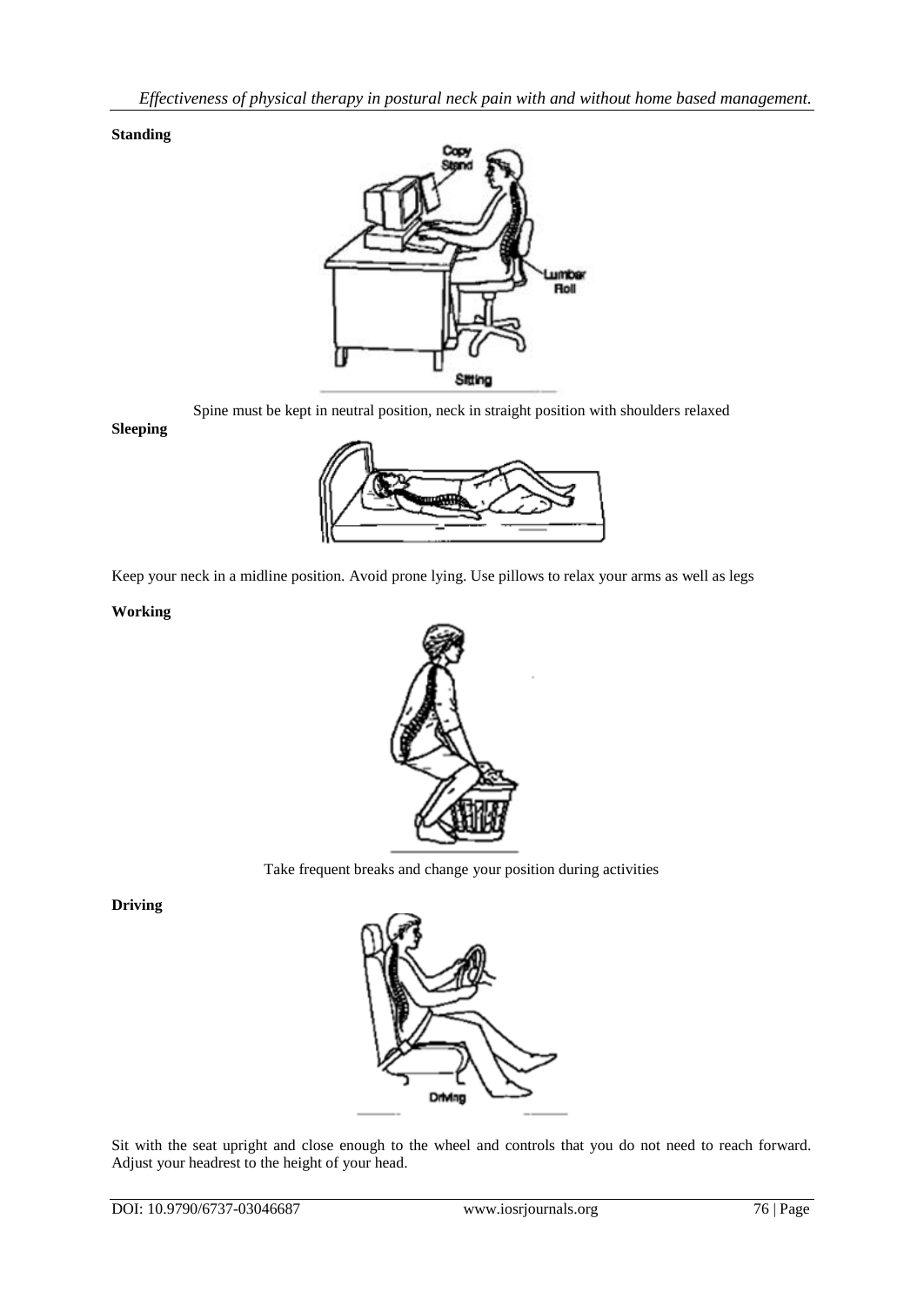**Standing**

Spine must be kept in neutral position, neck in straight position with shoulders relaxed

**Sleeping**

Keep your neck in a midline position. Avoid prone lying. Use pillows to relax your arms as well as legs

**Working**

Take frequent breaks and change your position during activities

**Driving**

Sit with the seat upright and close enough to the wheel and controls that you do not need to reach forward. Adjust your headrest to the height of your head.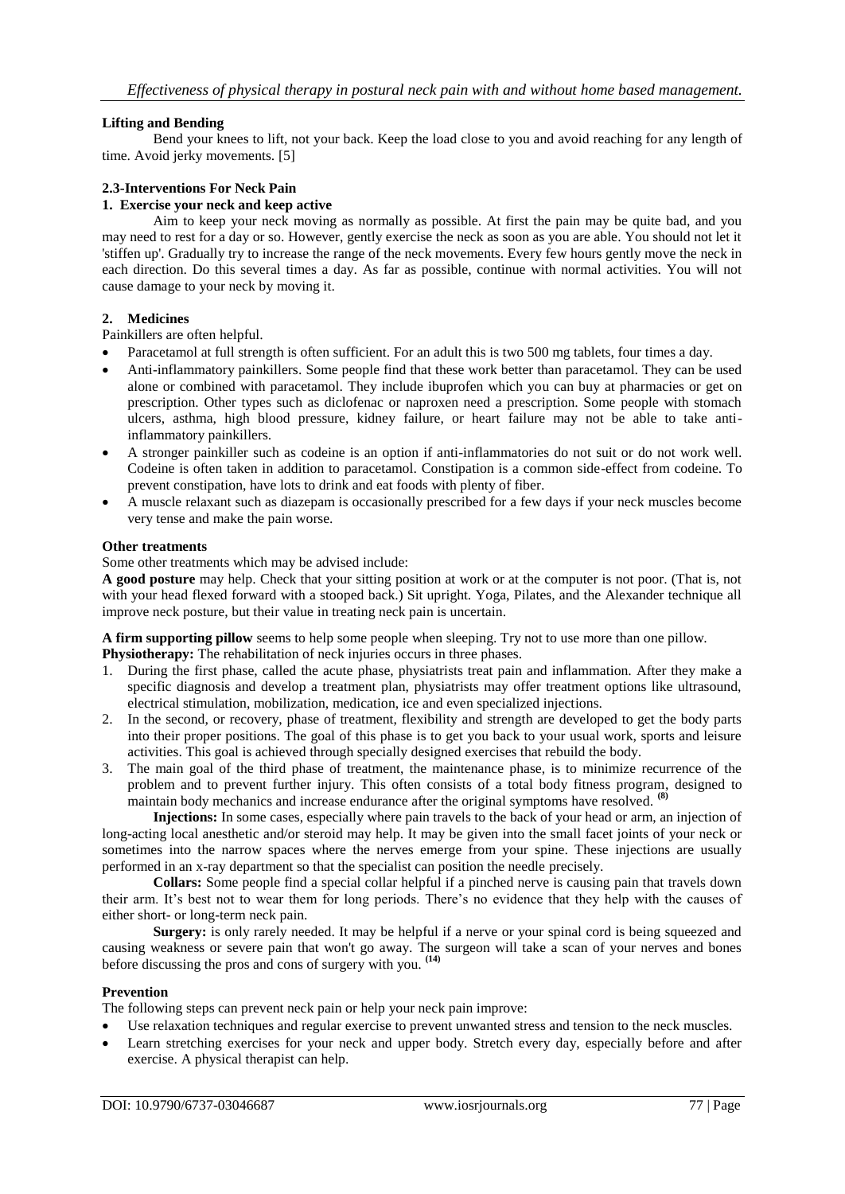**Lifting and Bending**

Bend your knees to lift, not your back. Keep the load close to you and avoid reaching for any length of time. Avoid jerky movements. [5]

**2.3-Interventions For Neck Pain**

**1. Exercise your neck and keep active**

Aim to keep your neck moving as normally as possible. At first the pain may be quite bad, and you may need to rest for a day or so. However, gently exercise the neck as soon as you are able. You should not let it 'stiffen up'. Gradually try to increase the range of the neck movements. Every few hours gently move the neck in each direction. Do this several times a day. As far as possible, continue with normal activities. You will not cause damage to your neck by moving it.

**2. Medicines**

Painkillers are often helpful.

- Paracetamol at full strength is often sufficient. For an adult this is two 500 mg tablets, four times a day.
- Anti-inflammatory painkillers. Some people find that these work better than paracetamol. They can be used alone or combined with paracetamol. They include ibuprofen which you can buy at pharmacies or get on prescription. Other types such as diclofenac or naproxen need a prescription. Some people with stomach ulcers, asthma, high blood pressure, kidney failure, or heart failure may not be able to take anti-inflammatory painkillers.
- A stronger painkiller such as codeine is an option if anti-inflammatories do not suit or do not work well. Codeine is often taken in addition to paracetamol. Constipation is a common side-effect from codeine. To prevent constipation, have lots to drink and eat foods with plenty of fiber.
- A muscle relaxant such as diazepam is occasionally prescribed for a few days if your neck muscles become very tense and make the pain worse.

**Other treatments**

Some other treatments which may be advised include:

**A good posture** may help. Check that your sitting position at work or at the computer is not poor. (That is, not with your head flexed forward with a stooped back.) Sit upright. Yoga, Pilates, and the Alexander technique all improve neck posture, but their value in treating neck pain is uncertain.

**A firm supporting pillow** seems to help some people when sleeping. Try not to use more than one pillow.

**Physiotherapy:** The rehabilitation of neck injuries occurs in three phases.

1. During the first phase, called the acute phase, physiatrists treat pain and inflammation. After they make a specific diagnosis and develop a treatment plan, physiatrists may offer treatment options like ultrasound, electrical stimulation, mobilization, medication, ice and even specialized injections.
2. In the second, or recovery, phase of treatment, flexibility and strength are developed to get the body parts into their proper positions. The goal of this phase is to get you back to your usual work, sports and leisure activities. This goal is achieved through specially designed exercises that rebuild the body.
3. The main goal of the third phase of treatment, the maintenance phase, is to minimize recurrence of the problem and to prevent further injury. This often consists of a total body fitness program, designed to maintain body mechanics and increase endurance after the original symptoms have resolved. [8]

**Injections:** In some cases, especially where pain travels to the back of your head or arm, an injection of long-acting local anesthetic and/or steroid may help. It may be given into the small facet joints of your neck or sometimes into the narrow spaces where the nerves emerge from your spine. These injections are usually performed in an x-ray department so that the specialist can position the needle precisely.

**Collars:** Some people find a special collar helpful if a pinched nerve is causing pain that travels down their arm. It's best not to wear them for long periods. There's no evidence that they help with the causes of either short- or long-term neck pain.

**Surgery:** is only rarely needed. It may be helpful if a nerve or your spinal cord is being squeezed and causing weakness or severe pain that won't go away. The surgeon will take a scan of your nerves and bones before discussing the pros and cons of surgery with you. [14]

**Prevention**

The following steps can prevent neck pain or help your neck pain improve:

- Use relaxation techniques and regular exercise to prevent unwanted stress and tension to the neck muscles.
- Learn stretching exercises for your neck and upper body. Stretch every day, especially before and after exercise. A physical therapist can help.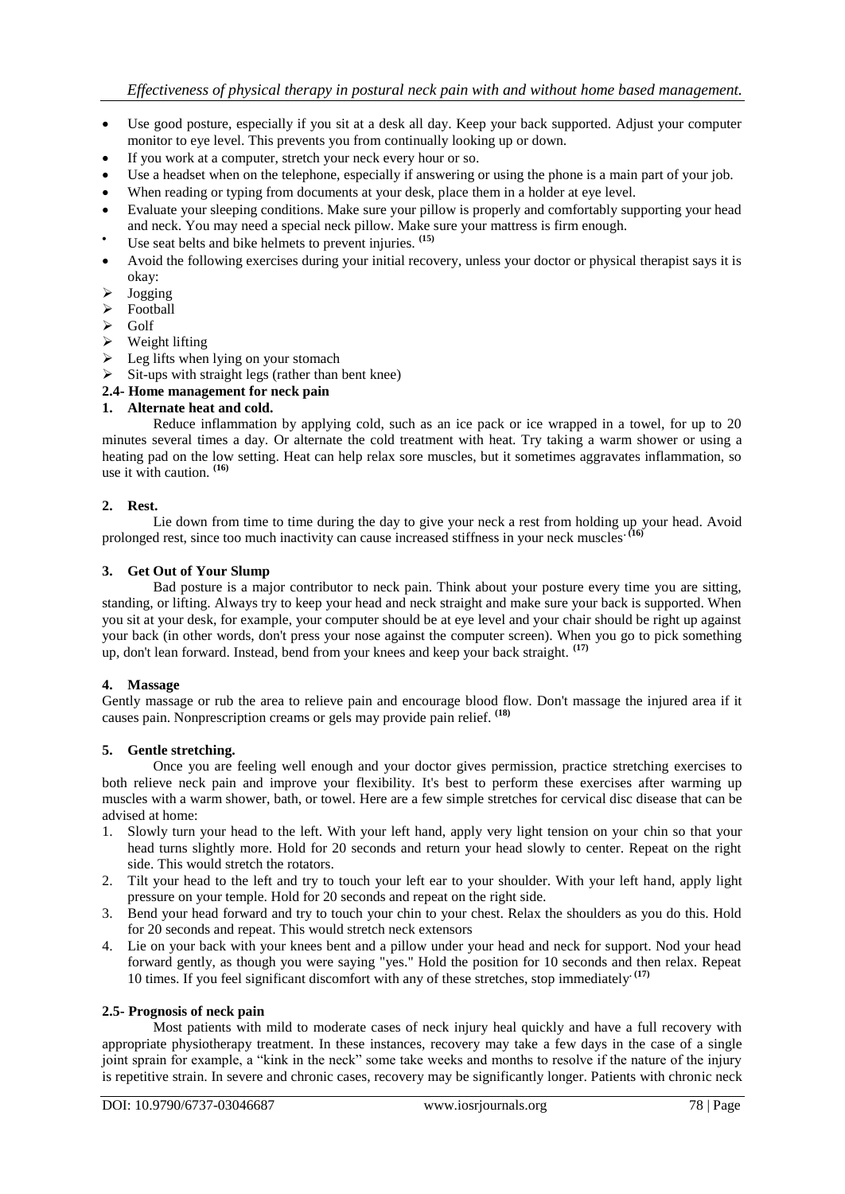- Use good posture, especially if you sit at a desk all day. Keep your back supported. Adjust your computer monitor to eye level. This prevents you from continually looking up or down.
- If you work at a computer, stretch your neck every hour or so.
- Use a headset when on the telephone, especially if answering or using the phone is a main part of your job.
- When reading or typing from documents at your desk, place them in a holder at eye level.
- Evaluate your sleeping conditions. Make sure your pillow is properly and comfortably supporting your head and neck. You may need a special neck pillow. Make sure your mattress is firm enough.
- Use seat belts and bike helmets to prevent injuries. [15]
- Avoid the following exercises during your initial recovery, unless your doctor or physical therapist says it is okay:
  - Jogging
  - Football
  - Golf
  - Weight lifting
  - Leg lifts when lying on your stomach
  - Sit-ups with straight legs (rather than bent knee)

**2.4- Home management for neck pain**

**1. Alternate heat and cold.**

Reduce inflammation by applying cold, such as an ice pack or ice wrapped in a towel, for up to 20 minutes several times a day. Or alternate the cold treatment with heat. Try taking a warm shower or using a heating pad on the low setting. Heat can help relax sore muscles, but it sometimes aggravates inflammation, so use it with caution. [16]

**2. Rest.**

Lie down from time to time during the day to give your neck a rest from holding up your head. Avoid prolonged rest, since too much inactivity can cause increased stiffness in your neck muscles. [16]

**3. Get Out of Your Slump**

Bad posture is a major contributor to neck pain. Think about your posture every time you are sitting, standing, or lifting. Always try to keep your head and neck straight and make sure your back is supported. When you sit at your desk, for example, your computer should be at eye level and your chair should be right up against your back (in other words, don't press your nose against the computer screen). When you go to pick something up, don't lean forward. Instead, bend from your knees and keep your back straight. [17]

**4. Massage**

Gently massage or rub the area to relieve pain and encourage blood flow. Don't massage the injured area if it causes pain. Nonprescription creams or gels may provide pain relief. [18]

**5. Gentle stretching.**

Once you are feeling well enough and your doctor gives permission, practice stretching exercises to both relieve neck pain and improve your flexibility. It's best to perform these exercises after warming up muscles with a warm shower, bath, or towel. Here are a few simple stretches for cervical disc disease that can be advised at home:

1. Slowly turn your head to the left. With your left hand, apply very light tension on your chin so that your head turns slightly more. Hold for 20 seconds and return your head slowly to center. Repeat on the right side. This would stretch the rotators.
2. Tilt your head to the left and try to touch your left ear to your shoulder. With your left hand, apply light pressure on your temple. Hold for 20 seconds and repeat on the right side.
3. Bend your head forward and try to touch your chin to your chest. Relax the shoulders as you do this. Hold for 20 seconds and repeat. This would stretch neck extensors
4. Lie on your back with your knees bent and a pillow under your head and neck for support. Nod your head forward gently, as though you were saying "yes." Hold the position for 10 seconds and then relax. Repeat 10 times. If you feel significant discomfort with any of these stretches, stop immediately. [17]

**2.5- Prognosis of neck pain**

Most patients with mild to moderate cases of neck injury heal quickly and have a full recovery with appropriate physiotherapy treatment. In these instances, recovery may take a few days in the case of a single joint sprain for example, a "kink in the neck" some take weeks and months to resolve if the nature of the injury is repetitive strain. In severe and chronic cases, recovery may be significantly longer. Patients with chronic neck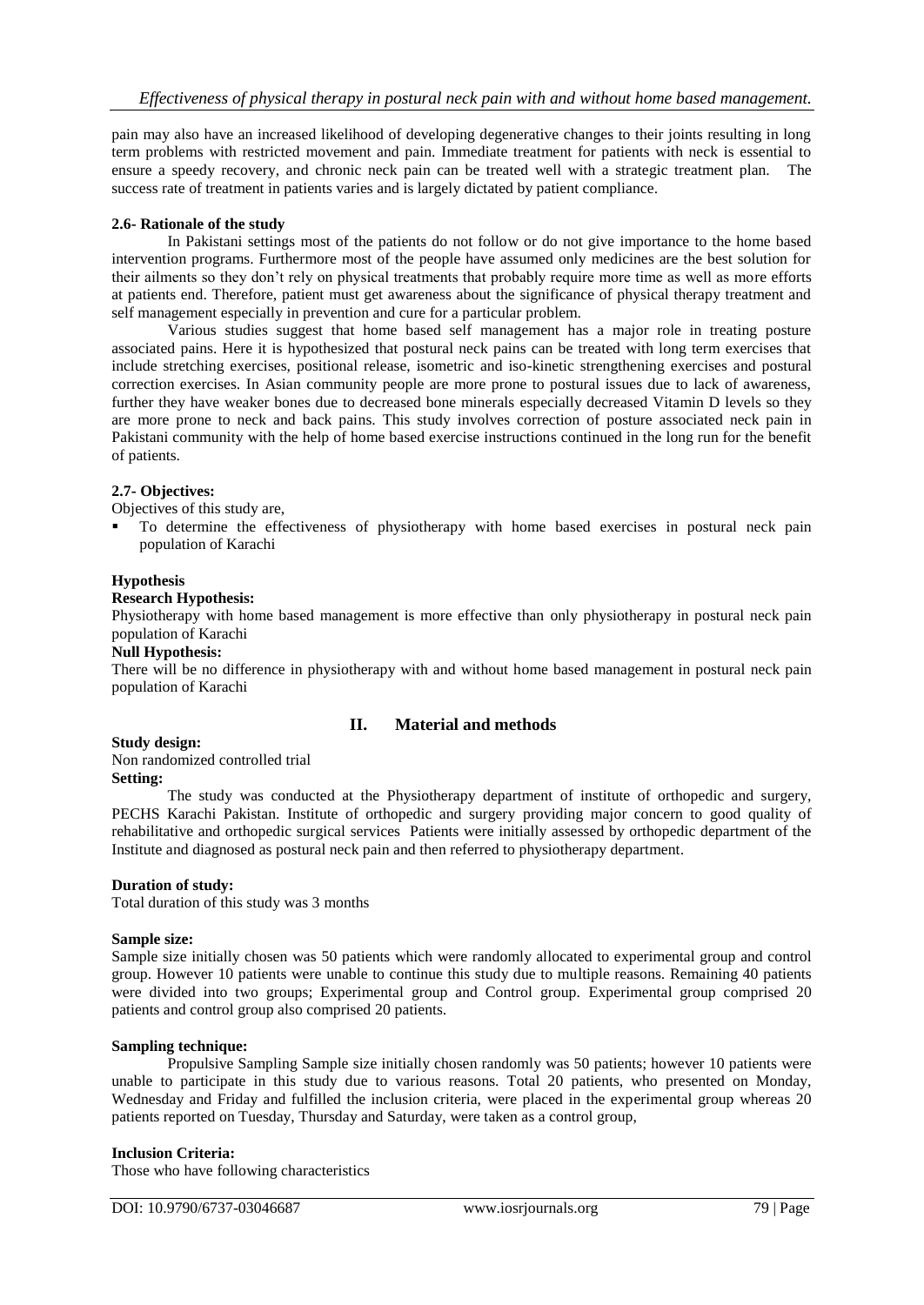pain may also have an increased likelihood of developing degenerative changes to their joints resulting in long term problems with restricted movement and pain. Immediate treatment for patients with neck is essential to ensure a speedy recovery, and chronic neck pain can be treated well with a strategic treatment plan. The success rate of treatment in patients varies and is largely dictated by patient compliance.

### 2.6- Rationale of the study

In Pakistani settings most of the patients do not follow or do not give importance to the home based intervention programs. Furthermore most of the people have assumed only medicines are the best solution for their ailments so they don't rely on physical treatments that probably require more time as well as more efforts at patients end. Therefore, patient must get awareness about the significance of physical therapy treatment and self management especially in prevention and cure for a particular problem.

Various studies suggest that home based self management has a major role in treating posture associated pains. Here it is hypothesized that postural neck pains can be treated with long term exercises that include stretching exercises, positional release, isometric and iso-kinetic strengthening exercises and postural correction exercises. In Asian community people are more prone to postural issues due to lack of awareness, further they have weaker bones due to decreased bone minerals especially decreased Vitamin D levels so they are more prone to neck and back pains. This study involves correction of posture associated neck pain in Pakistani community with the help of home based exercise instructions continued in the long run for the benefit of patients.

### 2.7- Objectives:

Objectives of this study are,

- To determine the effectiveness of physiotherapy with home based exercises in postural neck pain population of Karachi

### Hypothesis

**Research Hypothesis:**

Physiotherapy with home based management is more effective than only physiotherapy in postural neck pain population of Karachi

**Null Hypothesis:**

There will be no difference in physiotherapy with and without home based management in postural neck pain population of Karachi

## II. Material and methods

**Study design:**

Non randomized controlled trial

**Setting:**

The study was conducted at the Physiotherapy department of institute of orthopedic and surgery, PECHS Karachi Pakistan. Institute of orthopedic and surgery providing major concern to good quality of rehabilitative and orthopedic surgical services Patients were initially assessed by orthopedic department of the Institute and diagnosed as postural neck pain and then referred to physiotherapy department.

**Duration of study:**

Total duration of this study was 3 months

**Sample size:**

Sample size initially chosen was 50 patients which were randomly allocated to experimental group and control group. However 10 patients were unable to continue this study due to multiple reasons. Remaining 40 patients were divided into two groups; Experimental group and Control group. Experimental group comprised 20 patients and control group also comprised 20 patients.

**Sampling technique:**

Propulsive Sampling Sample size initially chosen randomly was 50 patients; however 10 patients were unable to participate in this study due to various reasons. Total 20 patients, who presented on Monday, Wednesday and Friday and fulfilled the inclusion criteria, were placed in the experimental group whereas 20 patients reported on Tuesday, Thursday and Saturday, were taken as a control group,

**Inclusion Criteria:**

Those who have following characteristics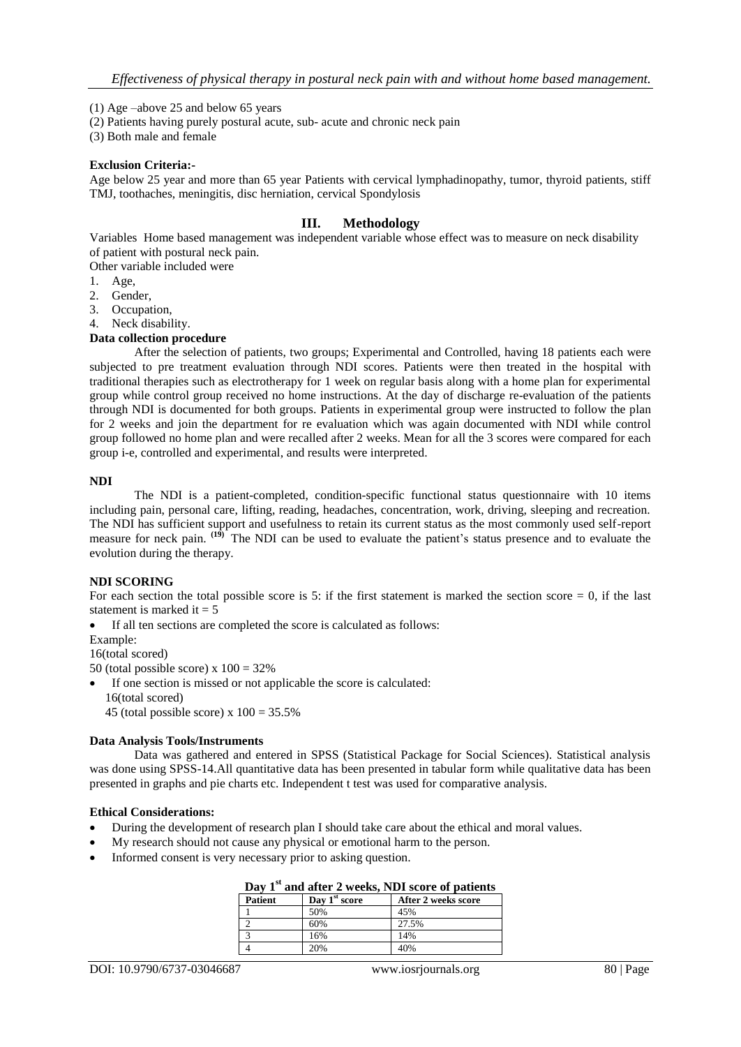(1) Age –above 25 and below 65 years
(2) Patients having purely postural acute, sub- acute and chronic neck pain
(3) Both male and female

**Exclusion Criteria:-**

Age below 25 year and more than 65 year Patients with cervical lymphadinopathy, tumor, thyroid patients, stiff TMJ, toothaches, meningitis, disc herniation, cervical Spondylosis

## III. Methodology

Variables Home based management was independent variable whose effect was to measure on neck disability of patient with postural neck pain.

Other variable included were

1. Age,
2. Gender,
3. Occupation,
4. Neck disability.

**Data collection procedure**

After the selection of patients, two groups; Experimental and Controlled, having 18 patients each were subjected to pre treatment evaluation through NDI scores. Patients were then treated in the hospital with traditional therapies such as electrotherapy for 1 week on regular basis along with a home plan for experimental group while control group received no home instructions. At the day of discharge re-evaluation of the patients through NDI is documented for both groups. Patients in experimental group were instructed to follow the plan for 2 weeks and join the department for re evaluation which was again documented with NDI while control group followed no home plan and were recalled after 2 weeks. Mean for all the 3 scores were compared for each group i-e, controlled and experimental, and results were interpreted.

**NDI**

The NDI is a patient-completed, condition-specific functional status questionnaire with 10 items including pain, personal care, lifting, reading, headaches, concentration, work, driving, sleeping and recreation. The NDI has sufficient support and usefulness to retain its current status as the most commonly used self-report measure for neck pain. [19] The NDI can be used to evaluate the patient's status presence and to evaluate the evolution during the therapy.

**NDI SCORING**

For each section the total possible score is 5: if the first statement is marked the section score = 0, if the last statement is marked it = 5

- If all ten sections are completed the score is calculated as follows:

Example:

16(total scored)

50 (total possible score) x 100 = 32%

- If one section is missed or not applicable the score is calculated:

16(total scored)

45 (total possible score) x 100 = 35.5%

**Data Analysis Tools/Instruments**

Data was gathered and entered in SPSS (Statistical Package for Social Sciences). Statistical analysis was done using SPSS-14.All quantitative data has been presented in tabular form while qualitative data has been presented in graphs and pie charts etc. Independent t test was used for comparative analysis.

**Ethical Considerations:**

- During the development of research plan I should take care about the ethical and moral values.
- My research should not cause any physical or emotional harm to the person.
- Informed consent is very necessary prior to asking question.

**Day 1st and after 2 weeks, NDI score of patients**

| Patient | Day 1st score | After 2 weeks score |
|---|---|---|
| 1 | 50% | 45% |
| 2 | 60% | 27.5% |
| 3 | 16% | 14% |
| 4 | 20% | 40% |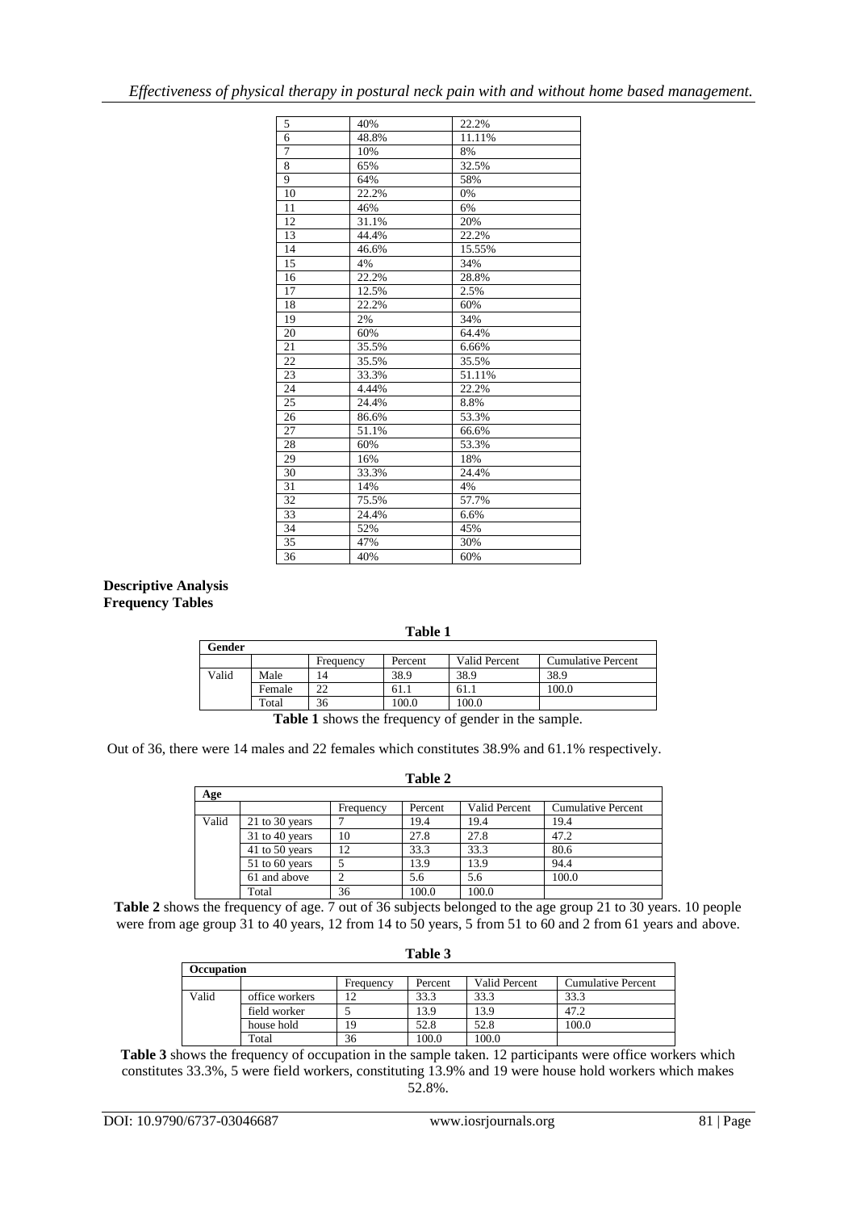| | | |
|---|---|---|
| 5 | 40% | 22.2% |
| 6 | 48.8% | 11.11% |
| 7 | 10% | 8% |
| 8 | 65% | 32.5% |
| 9 | 64% | 58% |
| 10 | 22.2% | 0% |
| 11 | 46% | 6% |
| 12 | 31.1% | 20% |
| 13 | 44.4% | 22.2% |
| 14 | 46.6% | 15.55% |
| 15 | 4% | 34% |
| 16 | 22.2% | 28.8% |
| 17 | 12.5% | 2.5% |
| 18 | 22.2% | 60% |
| 19 | 2% | 34% |
| 20 | 60% | 64.4% |
| 21 | 35.5% | 6.66% |
| 22 | 35.5% | 35.5% |
| 23 | 33.3% | 51.11% |
| 24 | 4.44% | 22.2% |
| 25 | 24.4% | 8.8% |
| 26 | 86.6% | 53.3% |
| 27 | 51.1% | 66.6% |
| 28 | 60% | 53.3% |
| 29 | 16% | 18% |
| 30 | 33.3% | 24.4% |
| 31 | 14% | 4% |
| 32 | 75.5% | 57.7% |
| 33 | 24.4% | 6.6% |
| 34 | 52% | 45% |
| 35 | 47% | 30% |
| 36 | 40% | 60% |

**Descriptive Analysis**
**Frequency Tables**

**Table 1**

| Gender | | | | | |
|---|---|---|---|---|---|
| | | Frequency | Percent | Valid Percent | Cumulative Percent |
| Valid | Male | 14 | 38.9 | 38.9 | 38.9 |
| | Female | 22 | 61.1 | 61.1 | 100.0 |
| | Total | 36 | 100.0 | 100.0 | |

**Table 1** shows the frequency of gender in the sample.

Out of 36, there were 14 males and 22 females which constitutes 38.9% and 61.1% respectively.

**Table 2**

| Age | | | | | |
|---|---|---|---|---|---|
| | | Frequency | Percent | Valid Percent | Cumulative Percent |
| Valid | 21 to 30 years | 7 | 19.4 | 19.4 | 19.4 |
| | 31 to 40 years | 10 | 27.8 | 27.8 | 47.2 |
| | 41 to 50 years | 12 | 33.3 | 33.3 | 80.6 |
| | 51 to 60 years | 5 | 13.9 | 13.9 | 94.4 |
| | 61 and above | 2 | 5.6 | 5.6 | 100.0 |
| | Total | 36 | 100.0 | 100.0 | |

**Table 2** shows the frequency of age. 7 out of 36 subjects belonged to the age group 21 to 30 years. 10 people were from age group 31 to 40 years, 12 from 14 to 50 years, 5 from 51 to 60 and 2 from 61 years and above.

**Table 3**

| Occupation | | | | | |
|---|---|---|---|---|---|
| | | Frequency | Percent | Valid Percent | Cumulative Percent |
| Valid | office workers | 12 | 33.3 | 33.3 | 33.3 |
| | field worker | 5 | 13.9 | 13.9 | 47.2 |
| | house hold | 19 | 52.8 | 52.8 | 100.0 |
| | Total | 36 | 100.0 | 100.0 | |

**Table 3** shows the frequency of occupation in the sample taken. 12 participants were office workers which constitutes 33.3%, 5 were field workers, constituting 13.9% and 19 were house hold workers which makes 52.8%.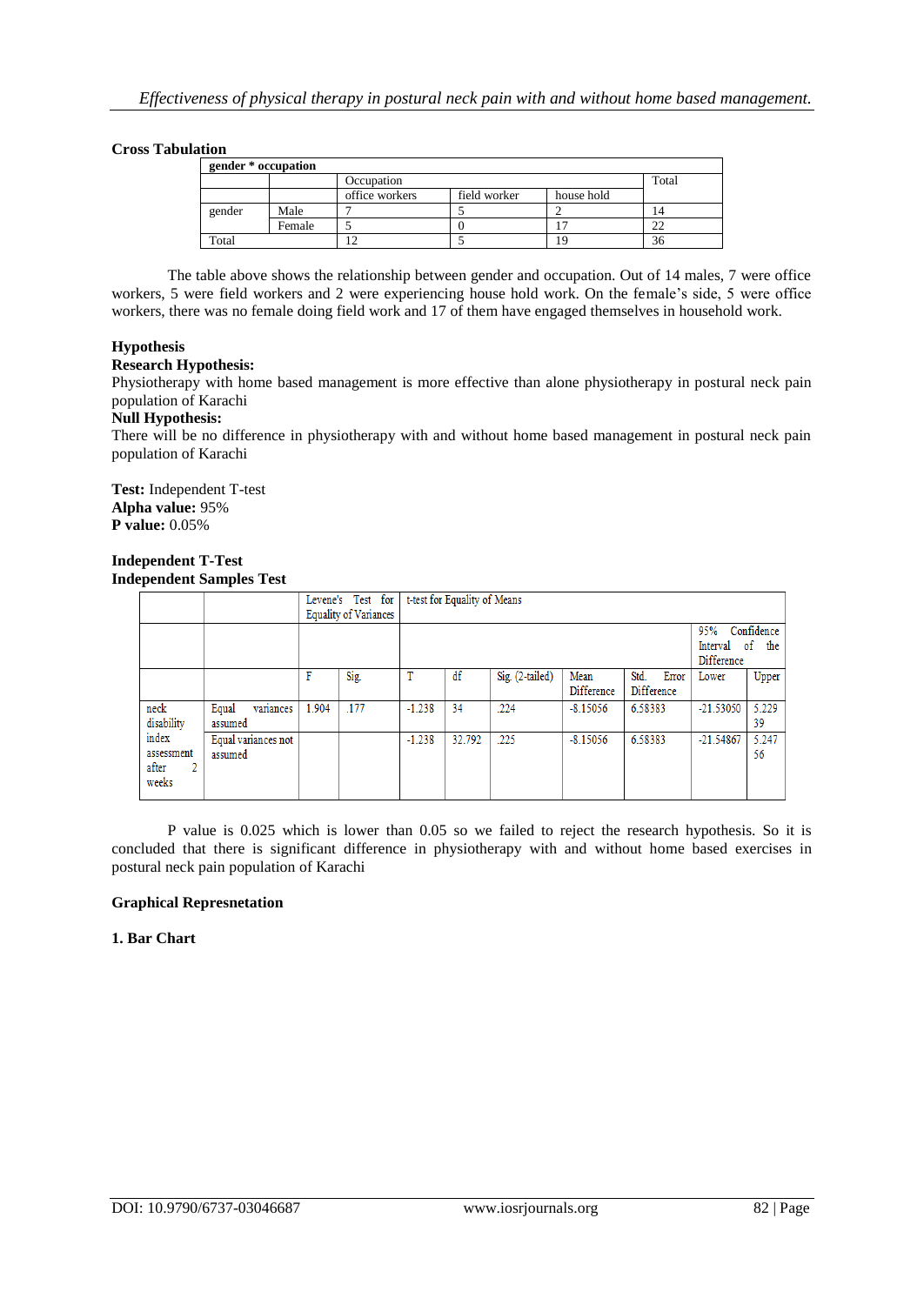**Cross Tabulation**

| gender * occupation | | | | | |
|---|---|---|---|---|---|
| | | Occupation | | | Total |
| | | office workers | field worker | house hold | |
| gender | Male | 7 | 5 | 2 | 14 |
| | Female | 5 | 0 | 17 | 22 |
| Total | | 12 | 5 | 19 | 36 |

The table above shows the relationship between gender and occupation. Out of 14 males, 7 were office workers, 5 were field workers and 2 were experiencing house hold work. On the female's side, 5 were office workers, there was no female doing field work and 17 of them have engaged themselves in household work.

**Hypothesis**

**Research Hypothesis:**

Physiotherapy with home based management is more effective than alone physiotherapy in postural neck pain population of Karachi

**Null Hypothesis:**

There will be no difference in physiotherapy with and without home based management in postural neck pain population of Karachi

**Test:** Independent T-test
**Alpha value:** 95%
**P value:** 0.05%

**Independent T-Test**
**Independent Samples Test**

| | | Levene's Test for Equality of Variances | | t-test for Equality of Means | | | | | | |
|---|---|---|---|---|---|---|---|---|---|---|
| | | | | | | | | | 95% Confidence Interval of the Difference | |
| | | F | Sig. | T | df | Sig. (2-tailed) | Mean Difference | Std. Error Difference | Lower | Upper |
| neck disability index assessment after 2 weeks | Equal variances assumed | 1.904 | .177 | -1.238 | 34 | .224 | -8.15056 | 6.58383 | -21.53050 | 5.22939 |
| | Equal variances not assumed | | | -1.238 | 32.792 | .225 | -8.15056 | 6.58383 | -21.54867 | 5.24756 |

P value is 0.025 which is lower than 0.05 so we failed to reject the research hypothesis. So it is concluded that there is significant difference in physiotherapy with and without home based exercises in postural neck pain population of Karachi

**Graphical Represnetation**

**1. Bar Chart**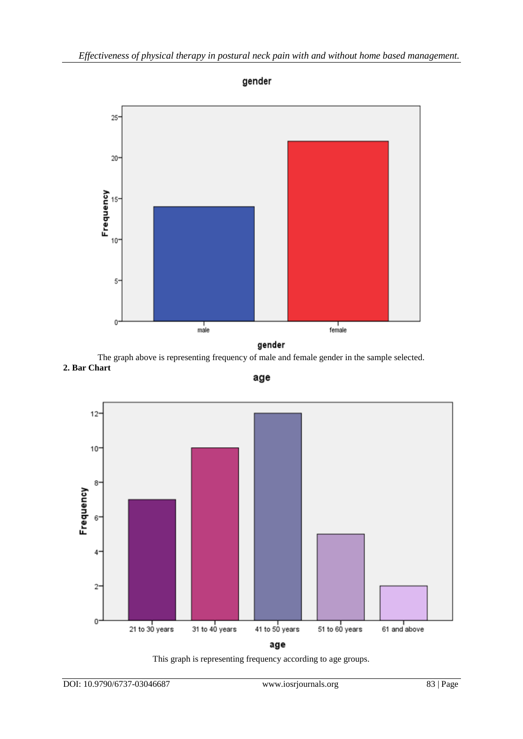The graph above is representing frequency of male and female gender in the sample selected.

**2. Bar Chart**

This graph is representing frequency according to age groups.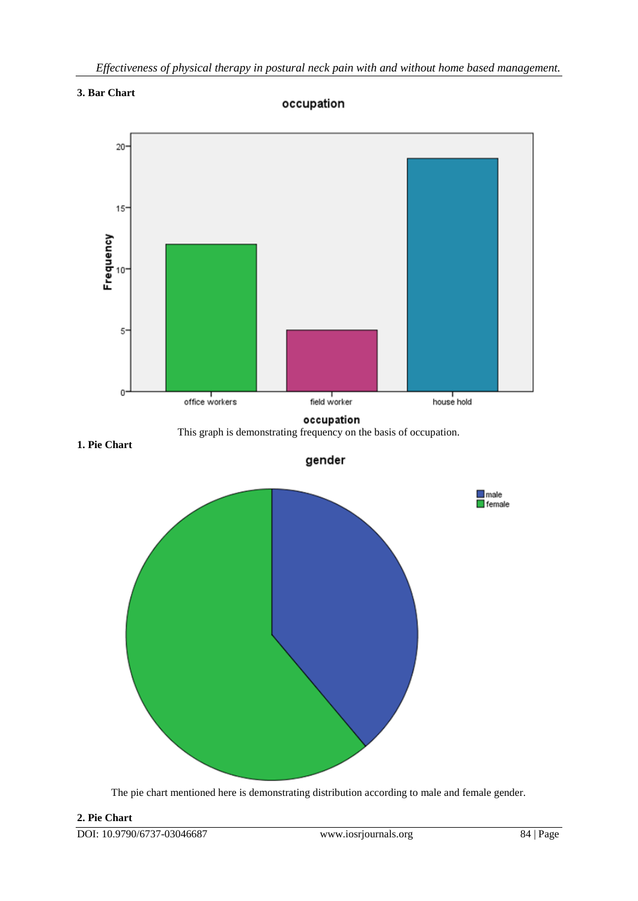**3. Bar Chart**

This graph is demonstrating frequency on the basis of occupation.

**1. Pie Chart**

The pie chart mentioned here is demonstrating distribution according to male and female gender.

**2. Pie Chart**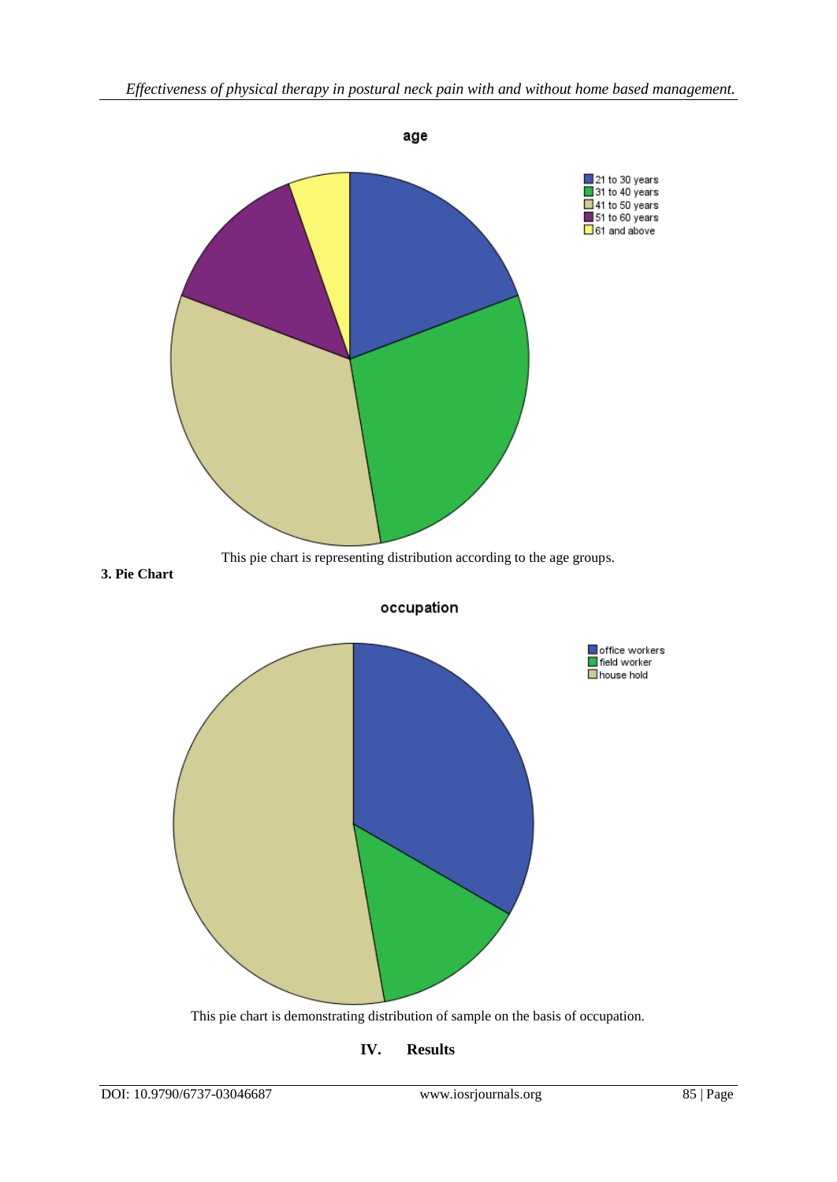This pie chart is representing distribution according to the age groups.

**3. Pie Chart**

This pie chart is demonstrating distribution of sample on the basis of occupation.

## IV. Results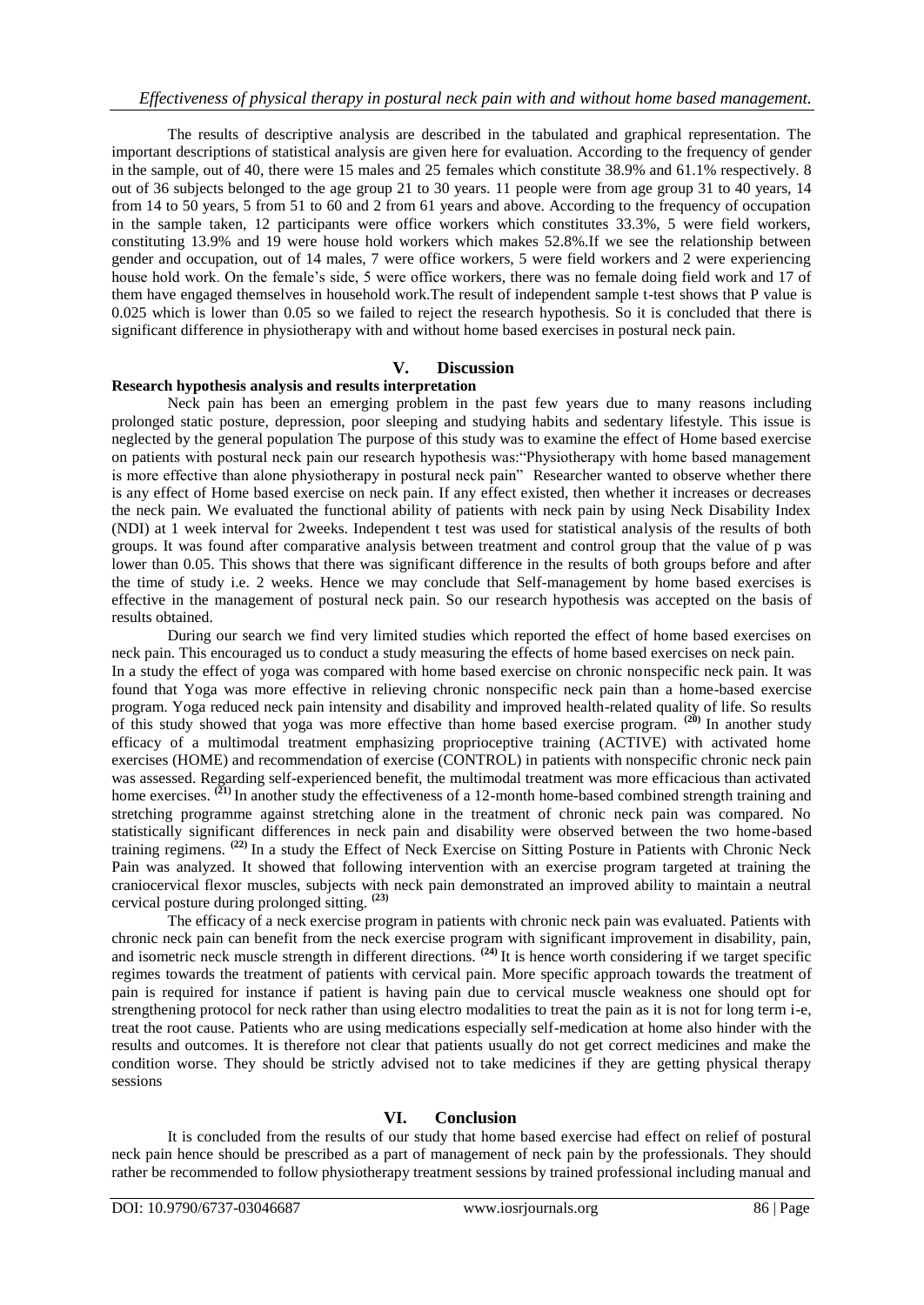The results of descriptive analysis are described in the tabulated and graphical representation. The important descriptions of statistical analysis are given here for evaluation. According to the frequency of gender in the sample, out of 40, there were 15 males and 25 females which constitute 38.9% and 61.1% respectively. 8 out of 36 subjects belonged to the age group 21 to 30 years. 11 people were from age group 31 to 40 years, 14 from 14 to 50 years, 5 from 51 to 60 and 2 from 61 years and above. According to the frequency of occupation in the sample taken, 12 participants were office workers which constitutes 33.3%, 5 were field workers, constituting 13.9% and 19 were house hold workers which makes 52.8%.If we see the relationship between gender and occupation, out of 14 males, 7 were office workers, 5 were field workers and 2 were experiencing house hold work. On the female's side, 5 were office workers, there was no female doing field work and 17 of them have engaged themselves in household work.The result of independent sample t-test shows that P value is 0.025 which is lower than 0.05 so we failed to reject the research hypothesis. So it is concluded that there is significant difference in physiotherapy with and without home based exercises in postural neck pain.

## V. Discussion

**Research hypothesis analysis and results interpretation**

Neck pain has been an emerging problem in the past few years due to many reasons including prolonged static posture, depression, poor sleeping and studying habits and sedentary lifestyle. This issue is neglected by the general population The purpose of this study was to examine the effect of Home based exercise on patients with postural neck pain our research hypothesis was:"Physiotherapy with home based management is more effective than alone physiotherapy in postural neck pain" Researcher wanted to observe whether there is any effect of Home based exercise on neck pain. If any effect existed, then whether it increases or decreases the neck pain. We evaluated the functional ability of patients with neck pain by using Neck Disability Index (NDI) at 1 week interval for 2weeks. Independent t test was used for statistical analysis of the results of both groups. It was found after comparative analysis between treatment and control group that the value of p was lower than 0.05. This shows that there was significant difference in the results of both groups before and after the time of study i.e. 2 weeks. Hence we may conclude that Self-management by home based exercises is effective in the management of postural neck pain. So our research hypothesis was accepted on the basis of results obtained.

During our search we find very limited studies which reported the effect of home based exercises on neck pain. This encouraged us to conduct a study measuring the effects of home based exercises on neck pain.

In a study the effect of yoga was compared with home based exercise on chronic nonspecific neck pain. It was found that Yoga was more effective in relieving chronic nonspecific neck pain than a home-based exercise program. Yoga reduced neck pain intensity and disability and improved health-related quality of life. So results of this study showed that yoga was more effective than home based exercise program. [20] In another study efficacy of a multimodal treatment emphasizing proprioceptive training (ACTIVE) with activated home exercises (HOME) and recommendation of exercise (CONTROL) in patients with nonspecific chronic neck pain was assessed. Regarding self-experienced benefit, the multimodal treatment was more efficacious than activated home exercises. [21] In another study the effectiveness of a 12-month home-based combined strength training and stretching programme against stretching alone in the treatment of chronic neck pain was compared. No statistically significant differences in neck pain and disability were observed between the two home-based training regimens. [22] In a study the Effect of Neck Exercise on Sitting Posture in Patients with Chronic Neck Pain was analyzed. It showed that following intervention with an exercise program targeted at training the craniocervical flexor muscles, subjects with neck pain demonstrated an improved ability to maintain a neutral cervical posture during prolonged sitting. [23]

The efficacy of a neck exercise program in patients with chronic neck pain was evaluated. Patients with chronic neck pain can benefit from the neck exercise program with significant improvement in disability, pain, and isometric neck muscle strength in different directions. [24] It is hence worth considering if we target specific regimes towards the treatment of patients with cervical pain. More specific approach towards the treatment of pain is required for instance if patient is having pain due to cervical muscle weakness one should opt for strengthening protocol for neck rather than using electro modalities to treat the pain as it is not for long term i-e, treat the root cause. Patients who are using medications especially self-medication at home also hinder with the results and outcomes. It is therefore not clear that patients usually do not get correct medicines and make the condition worse. They should be strictly advised not to take medicines if they are getting physical therapy sessions

## VI. Conclusion

It is concluded from the results of our study that home based exercise had effect on relief of postural neck pain hence should be prescribed as a part of management of neck pain by the professionals. They should rather be recommended to follow physiotherapy treatment sessions by trained professional including manual and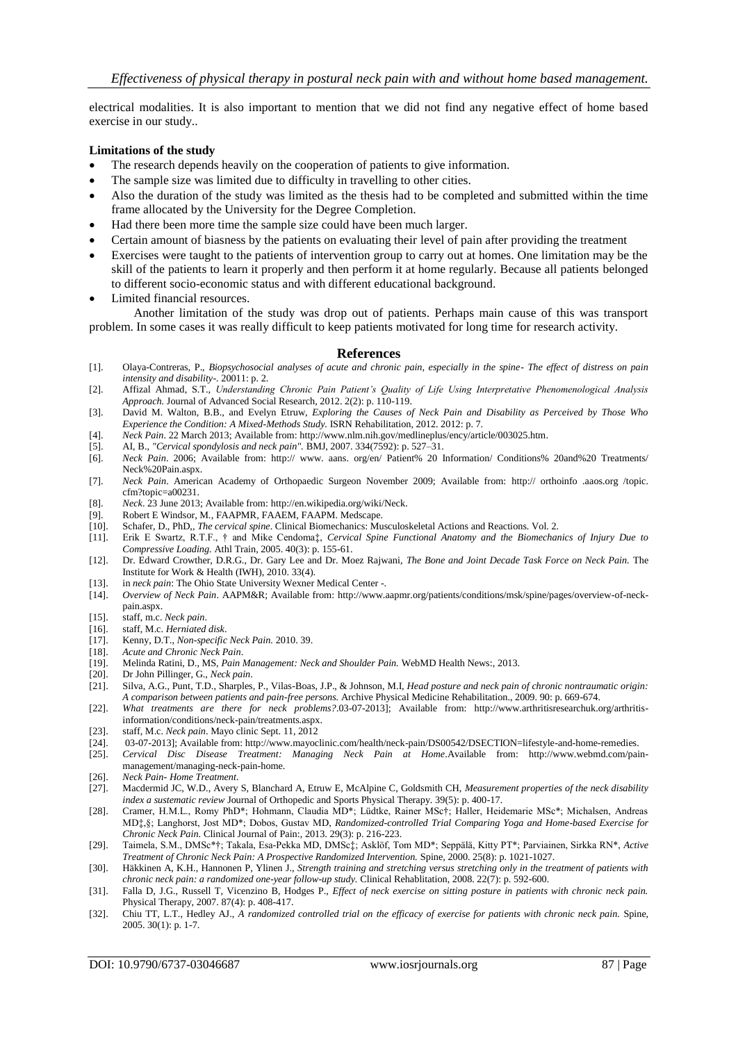electrical modalities. It is also important to mention that we did not find any negative effect of home based exercise in our study..

**Limitations of the study**

- The research depends heavily on the cooperation of patients to give information.
- The sample size was limited due to difficulty in travelling to other cities.
- Also the duration of the study was limited as the thesis had to be completed and submitted within the time frame allocated by the University for the Degree Completion.
- Had there been more time the sample size could have been much larger.
- Certain amount of biasness by the patients on evaluating their level of pain after providing the treatment
- Exercises were taught to the patients of intervention group to carry out at homes. One limitation may be the skill of the patients to learn it properly and then perform it at home regularly. Because all patients belonged to different socio-economic status and with different educational background.
- Limited financial resources.

Another limitation of the study was drop out of patients. Perhaps main cause of this was transport problem. In some cases it was really difficult to keep patients motivated for long time for research activity.

## References

[1]. Olaya-Contreras, P., *Biopsychosocial analyses of acute and chronic pain, especially in the spine- The effect of distress on pain intensity and disability-.* 20011: p. 2.

[2]. Affizal Ahmad, S.T., *Understanding Chronic Pain Patient's Quality of Life Using Interpretative Phenomenological Analysis Approach.* Journal of Advanced Social Research, 2012. 2(2): p. 110-119.

[3]. David M. Walton, B.B., and Evelyn Etruw, *Exploring the Causes of Neck Pain and Disability as Perceived by Those Who Experience the Condition: A Mixed-Methods Study.* ISRN Rehabilitation, 2012. 2012: p. 7.

[4]. *Neck Pain*. 22 March 2013; Available from: http://www.nlm.nih.gov/medlineplus/ency/article/003025.htm.

[5]. AI, B., *"Cervical spondylosis and neck pain".* BMJ, 2007. 334(7592): p. 527–31.

[6]. *Neck Pain*. 2006; Available from: http:// www. aans. org/en/ Patient% 20 Information/ Conditions% 20and%20 Treatments/ Neck%20Pain.aspx.

[7]. *Neck Pain*. American Academy of Orthopaedic Surgeon November 2009; Available from: http:// orthoinfo .aaos.org /topic. cfm?topic=a00231.

[8]. *Neck*. 23 June 2013; Available from: http://en.wikipedia.org/wiki/Neck.

[9]. Robert E Windsor, M., FAAPMR, FAAEM, FAAPM. Medscape.

[10]. Schafer, D., PhD,, *The cervical spine*. Clinical Biomechanics: Musculoskeletal Actions and Reactions. Vol. 2.

[11]. Erik E Swartz, R.T.F., † and Mike Cendoma‡, *Cervical Spine Functional Anatomy and the Biomechanics of Injury Due to Compressive Loading.* Athl Train, 2005. 40(3): p. 155-61.

[12]. Dr. Edward Crowther, D.R.G., Dr. Gary Lee and Dr. Moez Rajwani, *The Bone and Joint Decade Task Force on Neck Pain.* The Institute for Work & Health (IWH), 2010. 33(4).

[13]. in *neck pain*: The Ohio State University Wexner Medical Center -.

[14]. *Overview of Neck Pain*. AAPM&R; Available from: http://www.aapmr.org/patients/conditions/msk/spine/pages/overview-of-neck-pain.aspx.

[15]. staff, m.c. *Neck pain*.

[16]. staff, M.c. *Herniated disk*.

[17]. Kenny, D.T., *Non-specific Neck Pain.* 2010. 39.

[18]. *Acute and Chronic Neck Pain*.

[19]. Melinda Ratini, D., MS, *Pain Management: Neck and Shoulder Pain.* WebMD Health News:, 2013.

[20]. Dr John Pillinger, G., *Neck pain*.

[21]. Silva, A.G., Punt, T.D., Sharples, P., Vilas-Boas, J.P., & Johnson, M.I, *Head posture and neck pain of chronic nontraumatic origin: A comparison between patients and pain-free persons.* Archive Physical Medicine Rehabilitation., 2009. 90: p. 669-674.

[22]. *What treatments are there for neck problems?*.03-07-2013]; Available from: http://www.arthritisresearchuk.org/arthritis-information/conditions/neck-pain/treatments.aspx.

[23]. staff, M.c. *Neck pain*. Mayo clinic Sept. 11, 2012

[24]. 03-07-2013]; Available from: http://www.mayoclinic.com/health/neck-pain/DS00542/DSECTION=lifestyle-and-home-remedies.

[25]. *Cervical Disc Disease Treatment: Managing Neck Pain at Home*.Available from: http://www.webmd.com/pain-management/managing-neck-pain-home.

[26]. *Neck Pain- Home Treatment*.

[27]. Macdermid JC, W.D., Avery S, Blanchard A, Etruw E, McAlpine C, Goldsmith CH, *Measurement properties of the neck disability index a sustematic review* Journal of Orthopedic and Sports Physical Therapy. 39(5): p. 400-17.

[28]. Cramer, H.M.L., Romy PhD*; Hohmann, Claudia MD*; Lüdtke, Rainer MSc†; Haller, Heidemarie MSc*; Michalsen, Andreas MD‡,§; Langhorst, Jost MD*; Dobos, Gustav MD, *Randomized-controlled Trial Comparing Yoga and Home-based Exercise for Chronic Neck Pain.* Clinical Journal of Pain:, 2013. 29(3): p. 216-223.

[29]. Taimela, S.M., DMSc*†; Takala, Esa-Pekka MD, DMSc‡; Asklöf, Tom MD*; Seppälä, Kitty PT*; Parviainen, Sirkka RN*, *Active Treatment of Chronic Neck Pain: A Prospective Randomized Intervention.* Spine, 2000. 25(8): p. 1021-1027.

[30]. Häkkinen A, K.H., Hannonen P, Ylinen J., *Strength training and stretching versus stretching only in the treatment of patients with chronic neck pain: a randomized one-year follow-up study.* Clinical Rehablitation, 2008. 22(7): p. 592-600.

[31]. Falla D, J.G., Russell T, Vicenzino B, Hodges P., *Effect of neck exercise on sitting posture in patients with chronic neck pain.* Physical Therapy, 2007. 87(4): p. 408-417.

[32]. Chiu TT, L.T., Hedley AJ., *A randomized controlled trial on the efficacy of exercise for patients with chronic neck pain.* Spine, 2005. 30(1): p. 1-7.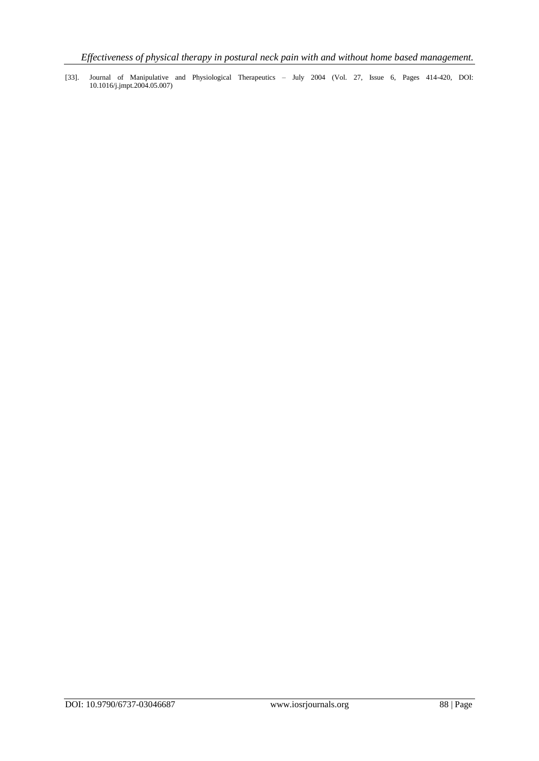[33]. Journal of Manipulative and Physiological Therapeutics – July 2004 (Vol. 27, Issue 6, Pages 414-420, DOI: 10.1016/j.jmpt.2004.05.007)